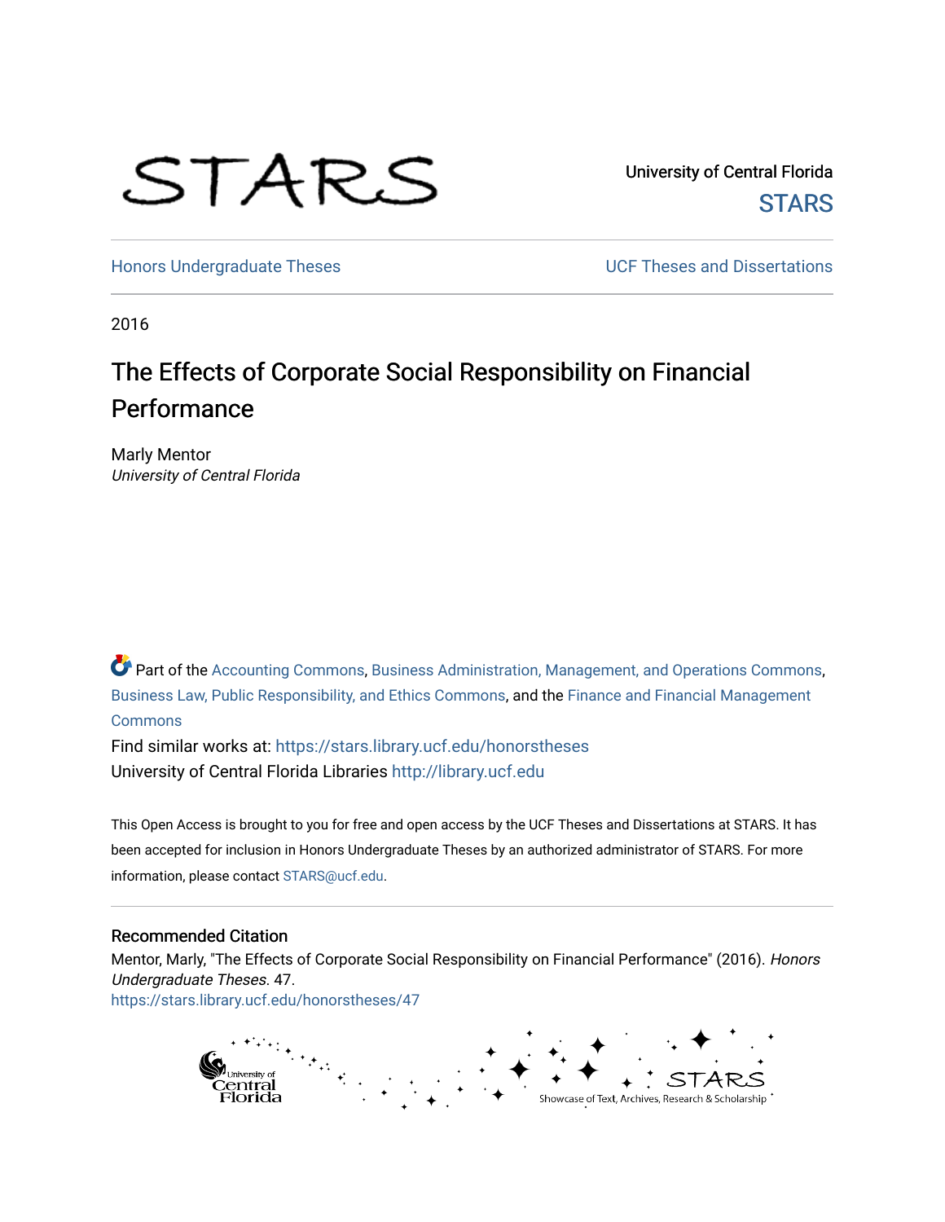STARS

University of Central Florida

STARS

Honors Undergraduate Theses

UCF Theses and Dissertations

2016

# The Effects of Corporate Social Responsibility on Financial Performance

Marly Mentor
*University of Central Florida*

Part of the Accounting Commons, Business Administration, Management, and Operations Commons, Business Law, Public Responsibility, and Ethics Commons, and the Finance and Financial Management Commons

Find similar works at: https://stars.library.ucf.edu/honorstheses

University of Central Florida Libraries http://library.ucf.edu

This Open Access is brought to you for free and open access by the UCF Theses and Dissertations at STARS. It has been accepted for inclusion in Honors Undergraduate Theses by an authorized administrator of STARS. For more information, please contact STARS@ucf.edu.

## Recommended Citation

Mentor, Marly, "The Effects of Corporate Social Responsibility on Financial Performance" (2016). *Honors Undergraduate Theses*. 47.
https://stars.library.ucf.edu/honorstheses/47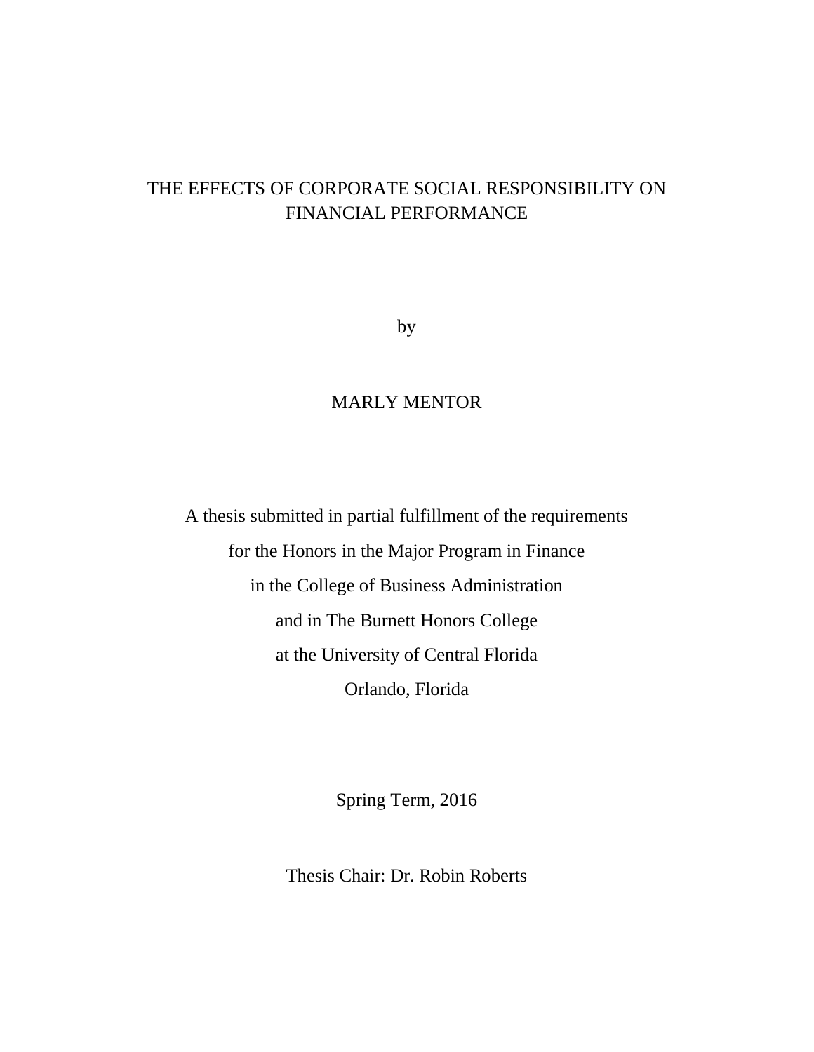# THE EFFECTS OF CORPORATE SOCIAL RESPONSIBILITY ON FINANCIAL PERFORMANCE

by

MARLY MENTOR

A thesis submitted in partial fulfillment of the requirements
for the Honors in the Major Program in Finance
in the College of Business Administration
and in The Burnett Honors College
at the University of Central Florida
Orlando, Florida

Spring Term, 2016

Thesis Chair: Dr. Robin Roberts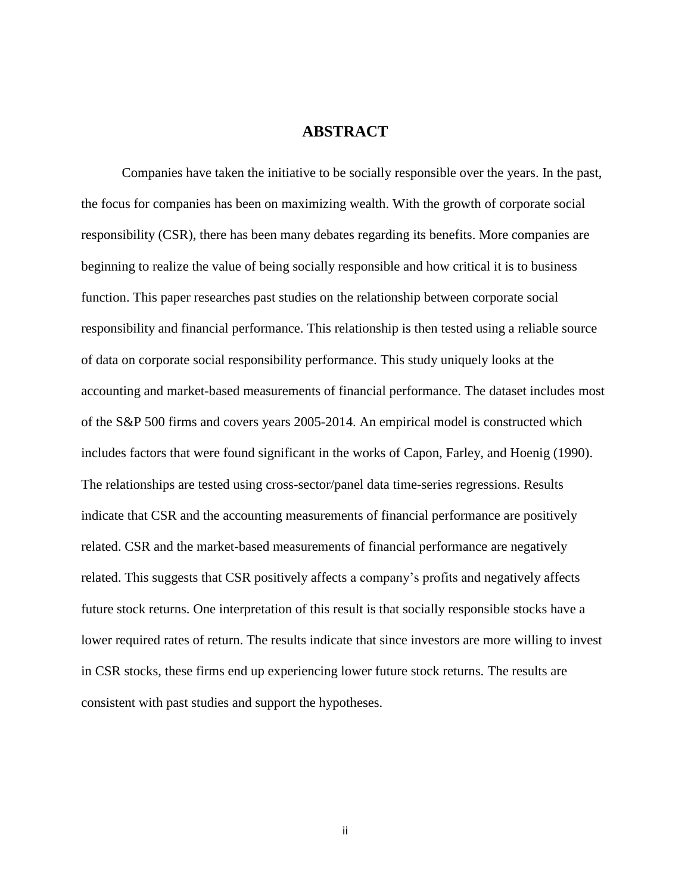# ABSTRACT

Companies have taken the initiative to be socially responsible over the years. In the past, the focus for companies has been on maximizing wealth. With the growth of corporate social responsibility (CSR), there has been many debates regarding its benefits. More companies are beginning to realize the value of being socially responsible and how critical it is to business function. This paper researches past studies on the relationship between corporate social responsibility and financial performance. This relationship is then tested using a reliable source of data on corporate social responsibility performance. This study uniquely looks at the accounting and market-based measurements of financial performance. The dataset includes most of the S&P 500 firms and covers years 2005-2014. An empirical model is constructed which includes factors that were found significant in the works of Capon, Farley, and Hoenig (1990). The relationships are tested using cross-sector/panel data time-series regressions. Results indicate that CSR and the accounting measurements of financial performance are positively related. CSR and the market-based measurements of financial performance are negatively related. This suggests that CSR positively affects a company's profits and negatively affects future stock returns. One interpretation of this result is that socially responsible stocks have a lower required rates of return. The results indicate that since investors are more willing to invest in CSR stocks, these firms end up experiencing lower future stock returns. The results are consistent with past studies and support the hypotheses.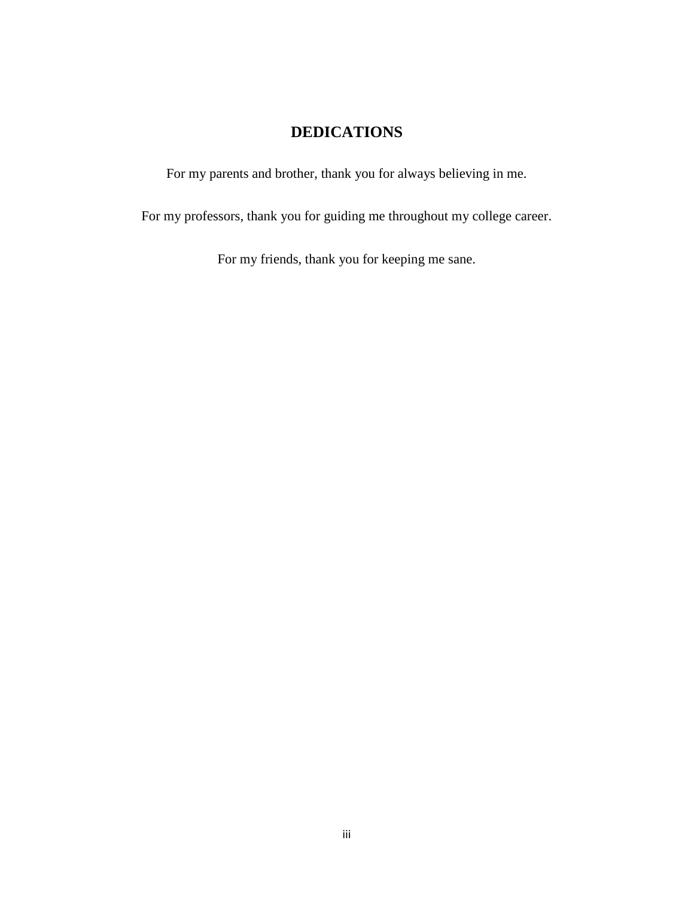# DEDICATIONS

For my parents and brother, thank you for always believing in me.

For my professors, thank you for guiding me throughout my college career.

For my friends, thank you for keeping me sane.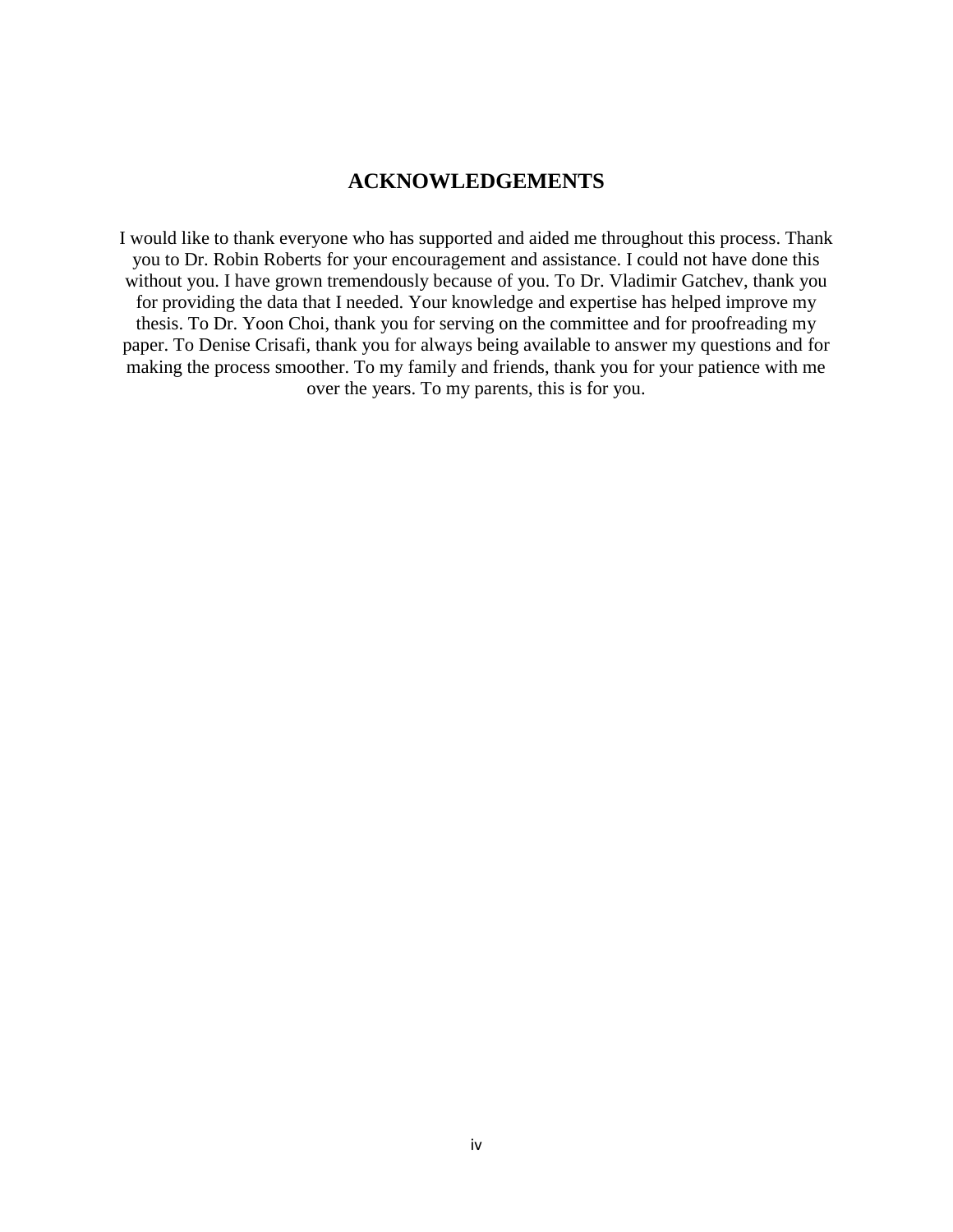# ACKNOWLEDGEMENTS

I would like to thank everyone who has supported and aided me throughout this process. Thank you to Dr. Robin Roberts for your encouragement and assistance. I could not have done this without you. I have grown tremendously because of you. To Dr. Vladimir Gatchev, thank you for providing the data that I needed. Your knowledge and expertise has helped improve my thesis. To Dr. Yoon Choi, thank you for serving on the committee and for proofreading my paper. To Denise Crisafi, thank you for always being available to answer my questions and for making the process smoother. To my family and friends, thank you for your patience with me over the years. To my parents, this is for you.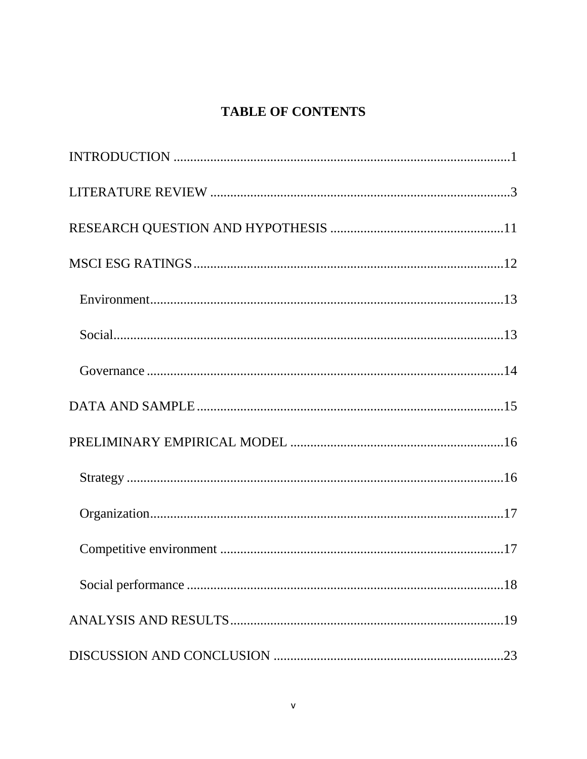# TABLE OF CONTENTS

INTRODUCTION ....................................................................................................1

LITERATURE REVIEW .........................................................................................3

RESEARCH QUESTION AND HYPOTHESIS ....................................................11

MSCI ESG RATINGS............................................................................................12

- Environment..........................................................................................................13
- Social.....................................................................................................................13
- Governance ...........................................................................................................14

DATA AND SAMPLE............................................................................................15

PRELIMINARY EMPIRICAL MODEL ................................................................16

- Strategy .................................................................................................................16
- Organization..........................................................................................................17
- Competitive environment .....................................................................................17
- Social performance ...............................................................................................18

ANALYSIS AND RESULTS..................................................................................19

DISCUSSION AND CONCLUSION .....................................................................23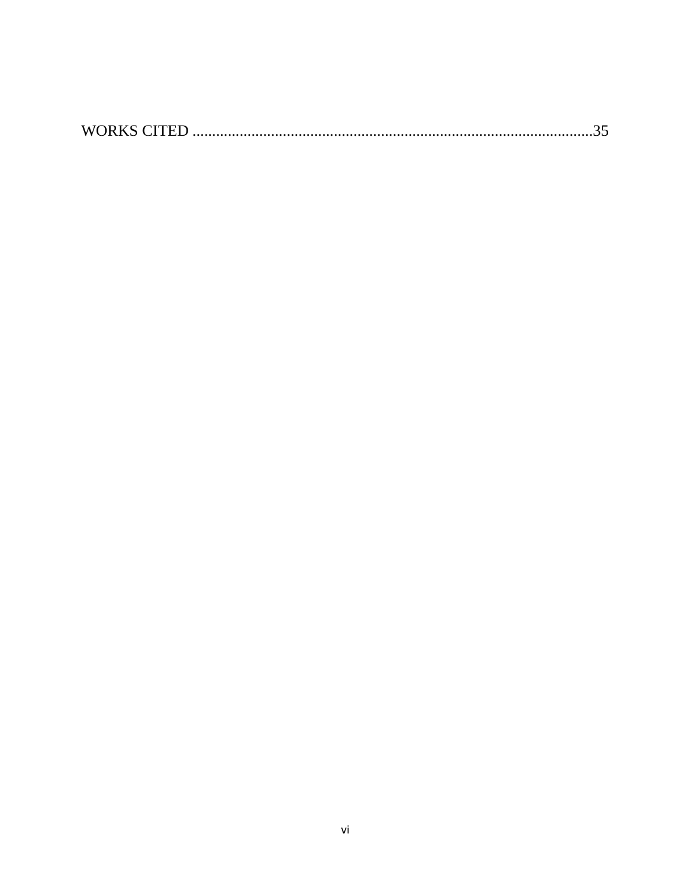WORKS CITED .....................................................................................................35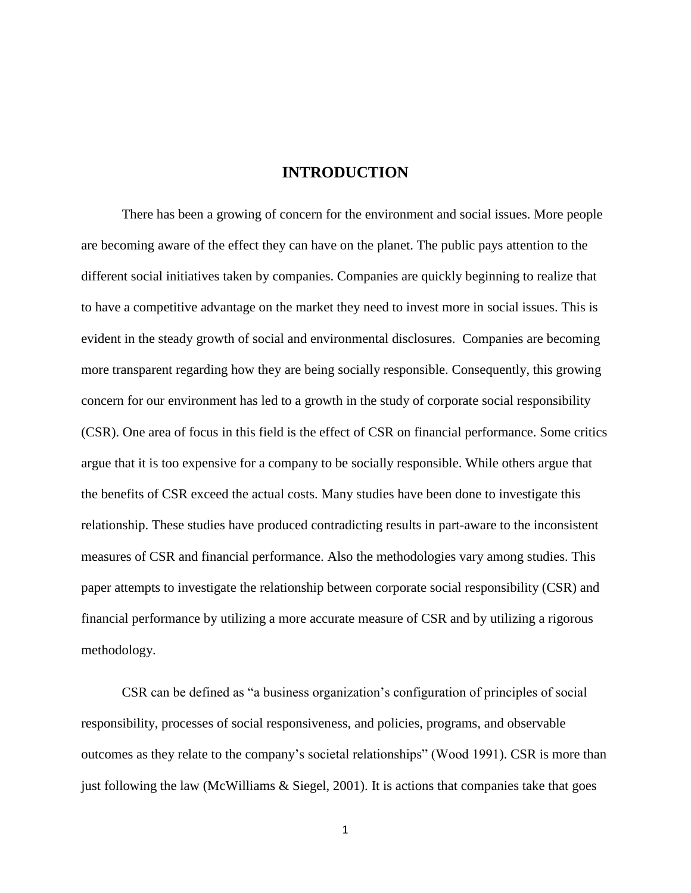# INTRODUCTION

There has been a growing of concern for the environment and social issues. More people are becoming aware of the effect they can have on the planet. The public pays attention to the different social initiatives taken by companies. Companies are quickly beginning to realize that to have a competitive advantage on the market they need to invest more in social issues. This is evident in the steady growth of social and environmental disclosures. Companies are becoming more transparent regarding how they are being socially responsible. Consequently, this growing concern for our environment has led to a growth in the study of corporate social responsibility (CSR). One area of focus in this field is the effect of CSR on financial performance. Some critics argue that it is too expensive for a company to be socially responsible. While others argue that the benefits of CSR exceed the actual costs. Many studies have been done to investigate this relationship. These studies have produced contradicting results in part-aware to the inconsistent measures of CSR and financial performance. Also the methodologies vary among studies. This paper attempts to investigate the relationship between corporate social responsibility (CSR) and financial performance by utilizing a more accurate measure of CSR and by utilizing a rigorous methodology.

CSR can be defined as "a business organization's configuration of principles of social responsibility, processes of social responsiveness, and policies, programs, and observable outcomes as they relate to the company's societal relationships" (Wood 1991). CSR is more than just following the law (McWilliams & Siegel, 2001). It is actions that companies take that goes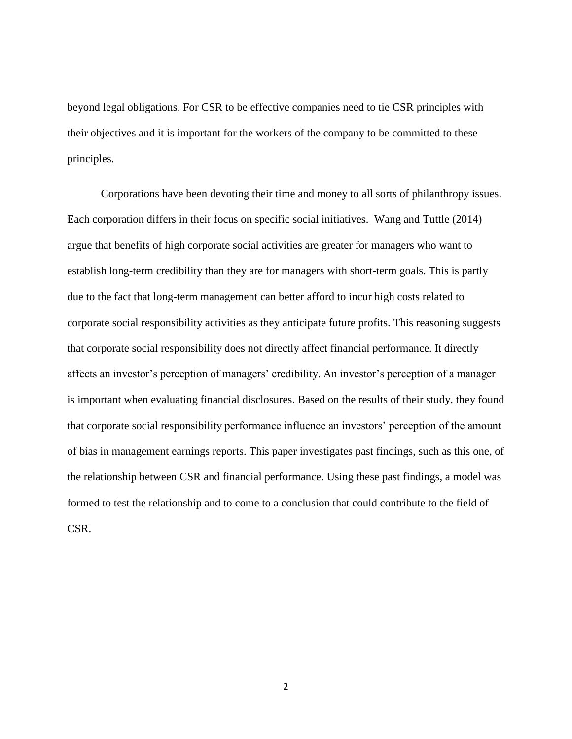beyond legal obligations. For CSR to be effective companies need to tie CSR principles with their objectives and it is important for the workers of the company to be committed to these principles.

Corporations have been devoting their time and money to all sorts of philanthropy issues. Each corporation differs in their focus on specific social initiatives. Wang and Tuttle (2014) argue that benefits of high corporate social activities are greater for managers who want to establish long-term credibility than they are for managers with short-term goals. This is partly due to the fact that long-term management can better afford to incur high costs related to corporate social responsibility activities as they anticipate future profits. This reasoning suggests that corporate social responsibility does not directly affect financial performance. It directly affects an investor's perception of managers' credibility. An investor's perception of a manager is important when evaluating financial disclosures. Based on the results of their study, they found that corporate social responsibility performance influence an investors' perception of the amount of bias in management earnings reports. This paper investigates past findings, such as this one, of the relationship between CSR and financial performance. Using these past findings, a model was formed to test the relationship and to come to a conclusion that could contribute to the field of CSR.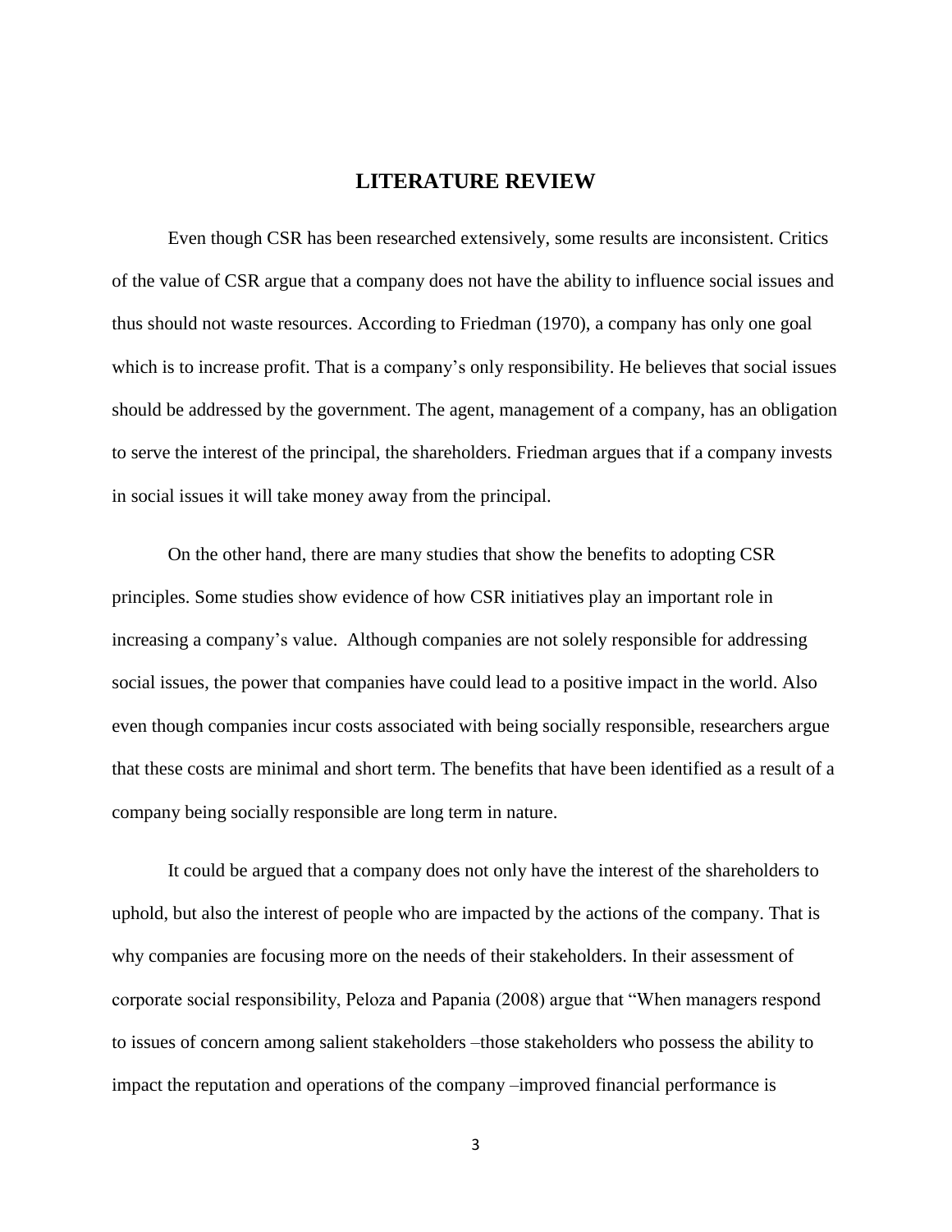# LITERATURE REVIEW

Even though CSR has been researched extensively, some results are inconsistent. Critics of the value of CSR argue that a company does not have the ability to influence social issues and thus should not waste resources. According to Friedman (1970), a company has only one goal which is to increase profit. That is a company's only responsibility. He believes that social issues should be addressed by the government. The agent, management of a company, has an obligation to serve the interest of the principal, the shareholders. Friedman argues that if a company invests in social issues it will take money away from the principal.

On the other hand, there are many studies that show the benefits to adopting CSR principles. Some studies show evidence of how CSR initiatives play an important role in increasing a company's value. Although companies are not solely responsible for addressing social issues, the power that companies have could lead to a positive impact in the world. Also even though companies incur costs associated with being socially responsible, researchers argue that these costs are minimal and short term. The benefits that have been identified as a result of a company being socially responsible are long term in nature.

It could be argued that a company does not only have the interest of the shareholders to uphold, but also the interest of people who are impacted by the actions of the company. That is why companies are focusing more on the needs of their stakeholders. In their assessment of corporate social responsibility, Peloza and Papania (2008) argue that "When managers respond to issues of concern among salient stakeholders –those stakeholders who possess the ability to impact the reputation and operations of the company –improved financial performance is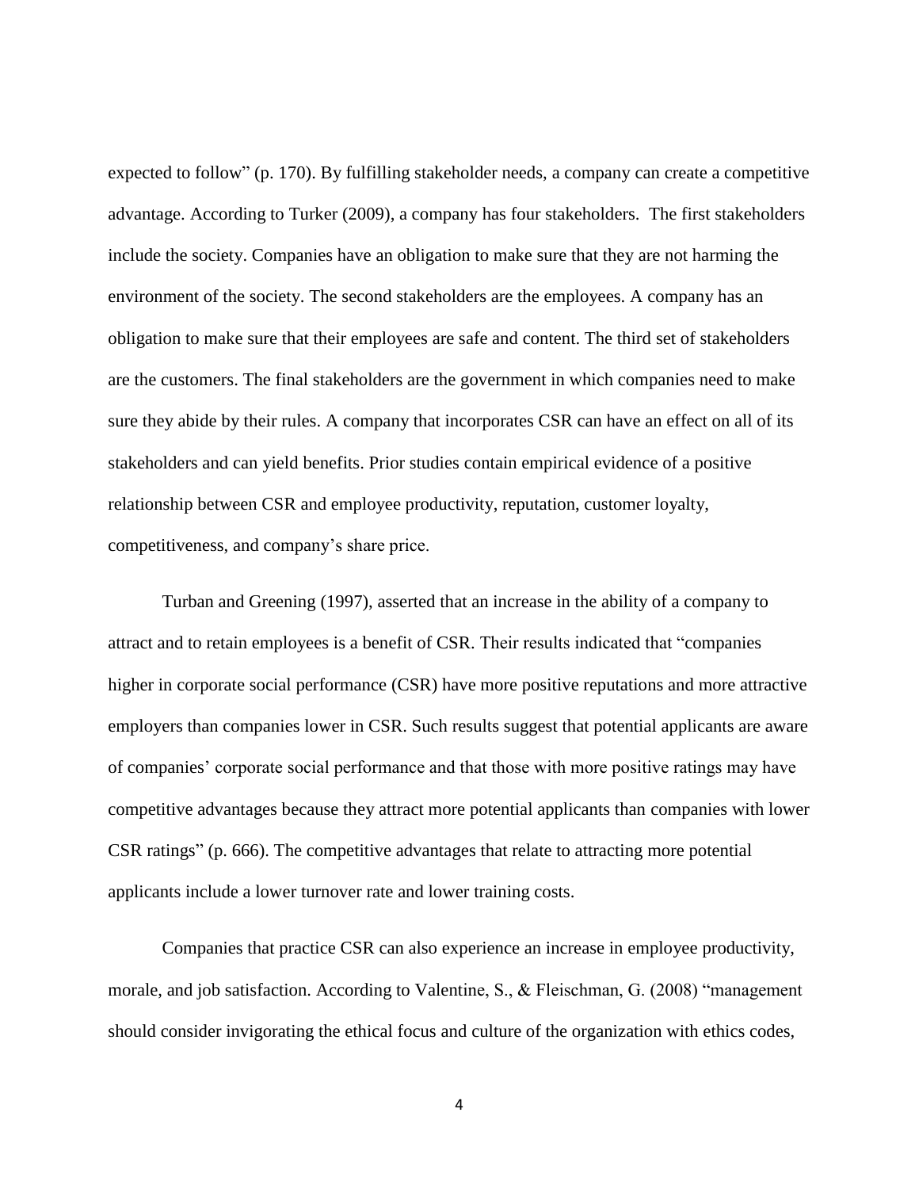expected to follow" (p. 170). By fulfilling stakeholder needs, a company can create a competitive advantage. According to Turker (2009), a company has four stakeholders. The first stakeholders include the society. Companies have an obligation to make sure that they are not harming the environment of the society. The second stakeholders are the employees. A company has an obligation to make sure that their employees are safe and content. The third set of stakeholders are the customers. The final stakeholders are the government in which companies need to make sure they abide by their rules. A company that incorporates CSR can have an effect on all of its stakeholders and can yield benefits. Prior studies contain empirical evidence of a positive relationship between CSR and employee productivity, reputation, customer loyalty, competitiveness, and company's share price.

Turban and Greening (1997), asserted that an increase in the ability of a company to attract and to retain employees is a benefit of CSR. Their results indicated that "companies higher in corporate social performance (CSR) have more positive reputations and more attractive employers than companies lower in CSR. Such results suggest that potential applicants are aware of companies' corporate social performance and that those with more positive ratings may have competitive advantages because they attract more potential applicants than companies with lower CSR ratings" (p. 666). The competitive advantages that relate to attracting more potential applicants include a lower turnover rate and lower training costs.

Companies that practice CSR can also experience an increase in employee productivity, morale, and job satisfaction. According to Valentine, S., & Fleischman, G. (2008) "management should consider invigorating the ethical focus and culture of the organization with ethics codes,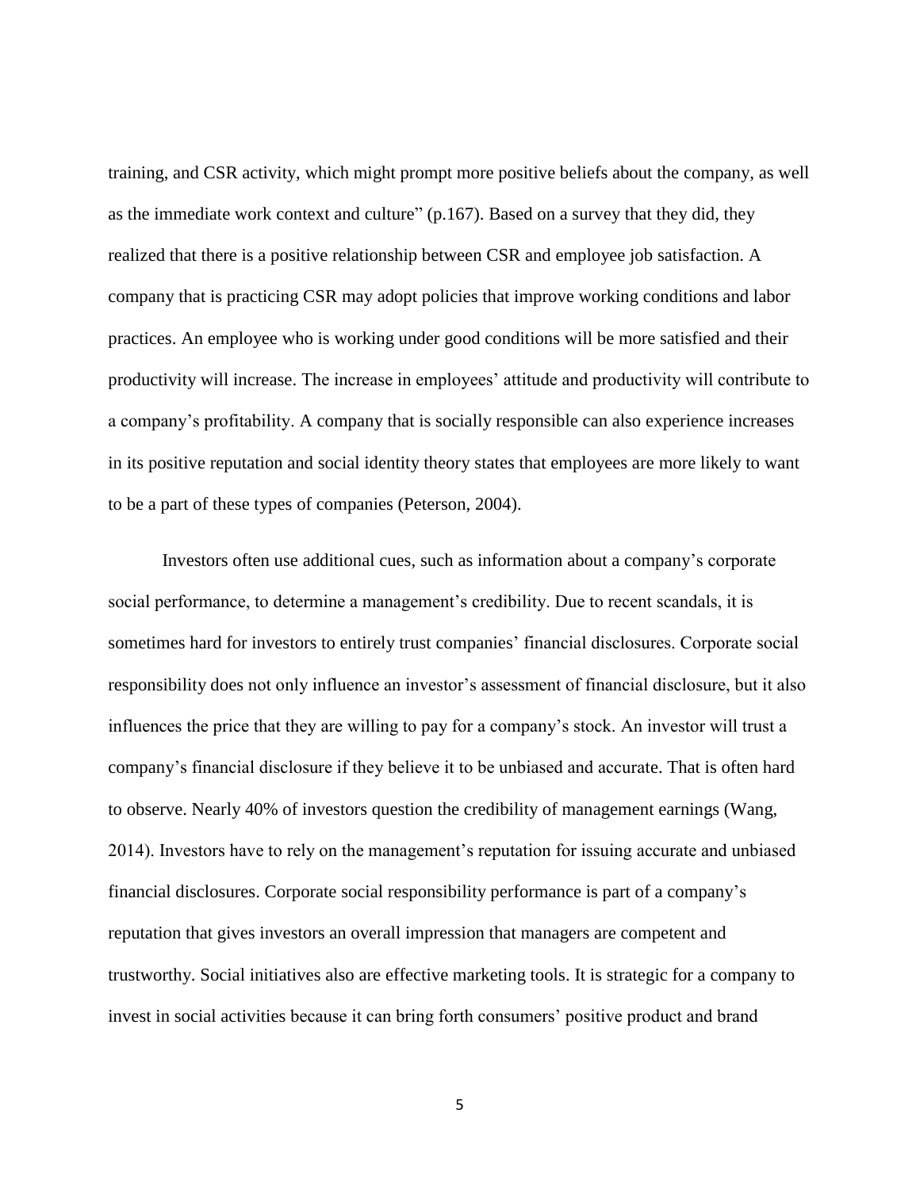training, and CSR activity, which might prompt more positive beliefs about the company, as well as the immediate work context and culture" (p.167). Based on a survey that they did, they realized that there is a positive relationship between CSR and employee job satisfaction. A company that is practicing CSR may adopt policies that improve working conditions and labor practices. An employee who is working under good conditions will be more satisfied and their productivity will increase. The increase in employees' attitude and productivity will contribute to a company's profitability. A company that is socially responsible can also experience increases in its positive reputation and social identity theory states that employees are more likely to want to be a part of these types of companies (Peterson, 2004).

Investors often use additional cues, such as information about a company's corporate social performance, to determine a management's credibility. Due to recent scandals, it is sometimes hard for investors to entirely trust companies' financial disclosures. Corporate social responsibility does not only influence an investor's assessment of financial disclosure, but it also influences the price that they are willing to pay for a company's stock. An investor will trust a company's financial disclosure if they believe it to be unbiased and accurate. That is often hard to observe. Nearly 40% of investors question the credibility of management earnings (Wang, 2014). Investors have to rely on the management's reputation for issuing accurate and unbiased financial disclosures. Corporate social responsibility performance is part of a company's reputation that gives investors an overall impression that managers are competent and trustworthy. Social initiatives also are effective marketing tools. It is strategic for a company to invest in social activities because it can bring forth consumers' positive product and brand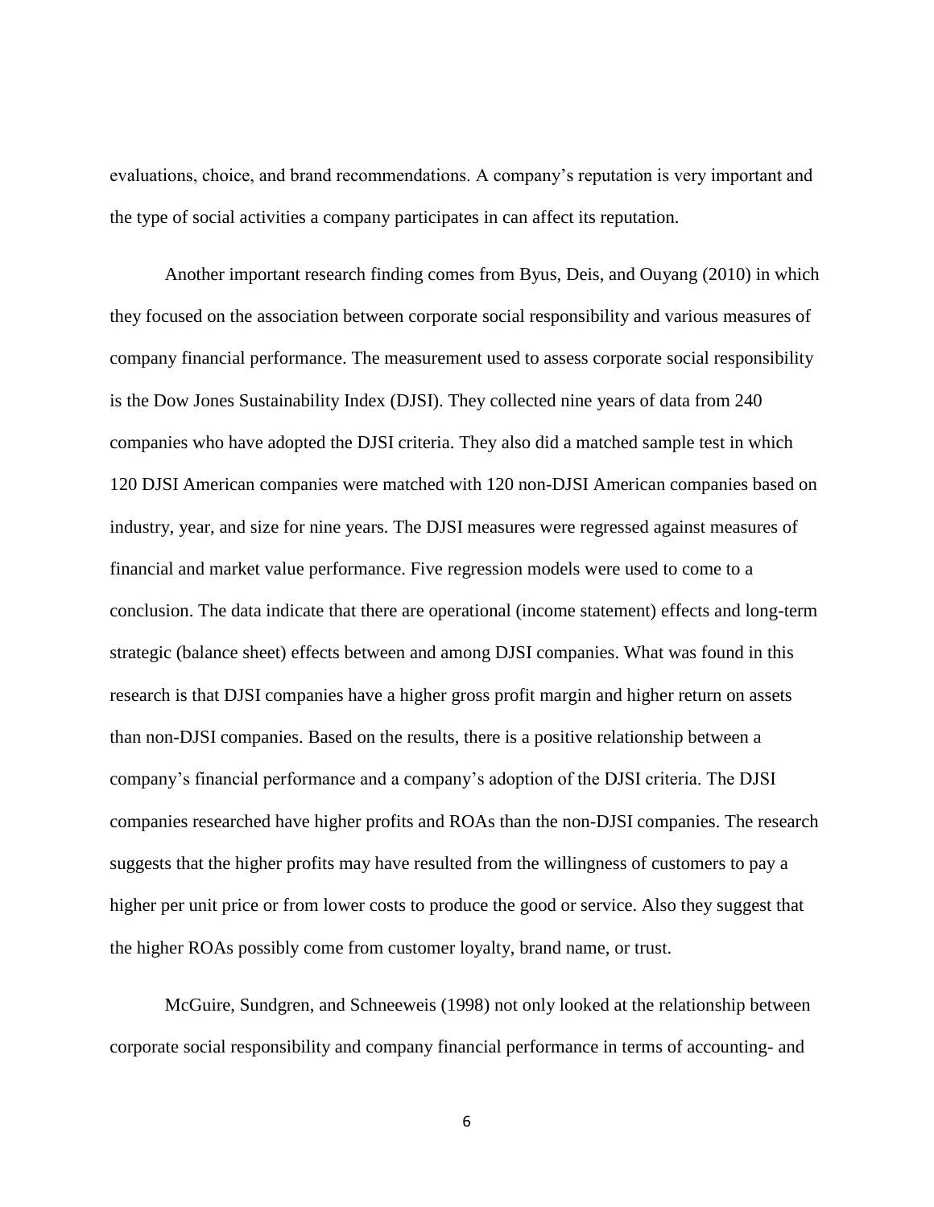evaluations, choice, and brand recommendations. A company's reputation is very important and the type of social activities a company participates in can affect its reputation.

Another important research finding comes from Byus, Deis, and Ouyang (2010) in which they focused on the association between corporate social responsibility and various measures of company financial performance. The measurement used to assess corporate social responsibility is the Dow Jones Sustainability Index (DJSI). They collected nine years of data from 240 companies who have adopted the DJSI criteria. They also did a matched sample test in which 120 DJSI American companies were matched with 120 non-DJSI American companies based on industry, year, and size for nine years. The DJSI measures were regressed against measures of financial and market value performance. Five regression models were used to come to a conclusion. The data indicate that there are operational (income statement) effects and long-term strategic (balance sheet) effects between and among DJSI companies. What was found in this research is that DJSI companies have a higher gross profit margin and higher return on assets than non-DJSI companies. Based on the results, there is a positive relationship between a company's financial performance and a company's adoption of the DJSI criteria. The DJSI companies researched have higher profits and ROAs than the non-DJSI companies. The research suggests that the higher profits may have resulted from the willingness of customers to pay a higher per unit price or from lower costs to produce the good or service. Also they suggest that the higher ROAs possibly come from customer loyalty, brand name, or trust.

McGuire, Sundgren, and Schneeweis (1998) not only looked at the relationship between corporate social responsibility and company financial performance in terms of accounting- and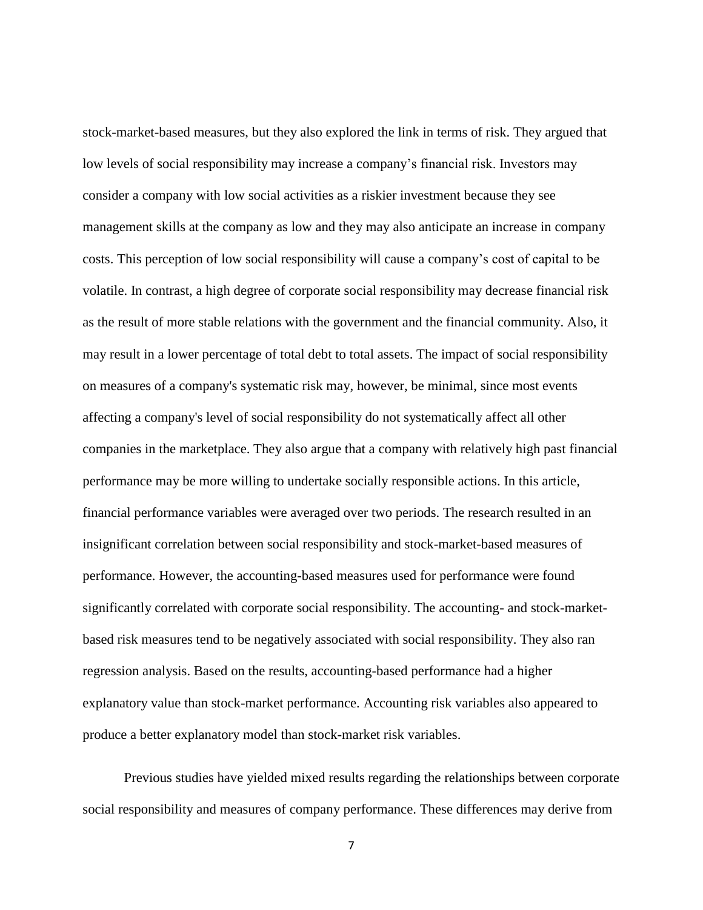stock-market-based measures, but they also explored the link in terms of risk. They argued that low levels of social responsibility may increase a company's financial risk. Investors may consider a company with low social activities as a riskier investment because they see management skills at the company as low and they may also anticipate an increase in company costs. This perception of low social responsibility will cause a company's cost of capital to be volatile. In contrast, a high degree of corporate social responsibility may decrease financial risk as the result of more stable relations with the government and the financial community. Also, it may result in a lower percentage of total debt to total assets. The impact of social responsibility on measures of a company's systematic risk may, however, be minimal, since most events affecting a company's level of social responsibility do not systematically affect all other companies in the marketplace. They also argue that a company with relatively high past financial performance may be more willing to undertake socially responsible actions. In this article, financial performance variables were averaged over two periods. The research resulted in an insignificant correlation between social responsibility and stock-market-based measures of performance. However, the accounting-based measures used for performance were found significantly correlated with corporate social responsibility. The accounting- and stock-market-based risk measures tend to be negatively associated with social responsibility. They also ran regression analysis. Based on the results, accounting-based performance had a higher explanatory value than stock-market performance. Accounting risk variables also appeared to produce a better explanatory model than stock-market risk variables.

Previous studies have yielded mixed results regarding the relationships between corporate social responsibility and measures of company performance. These differences may derive from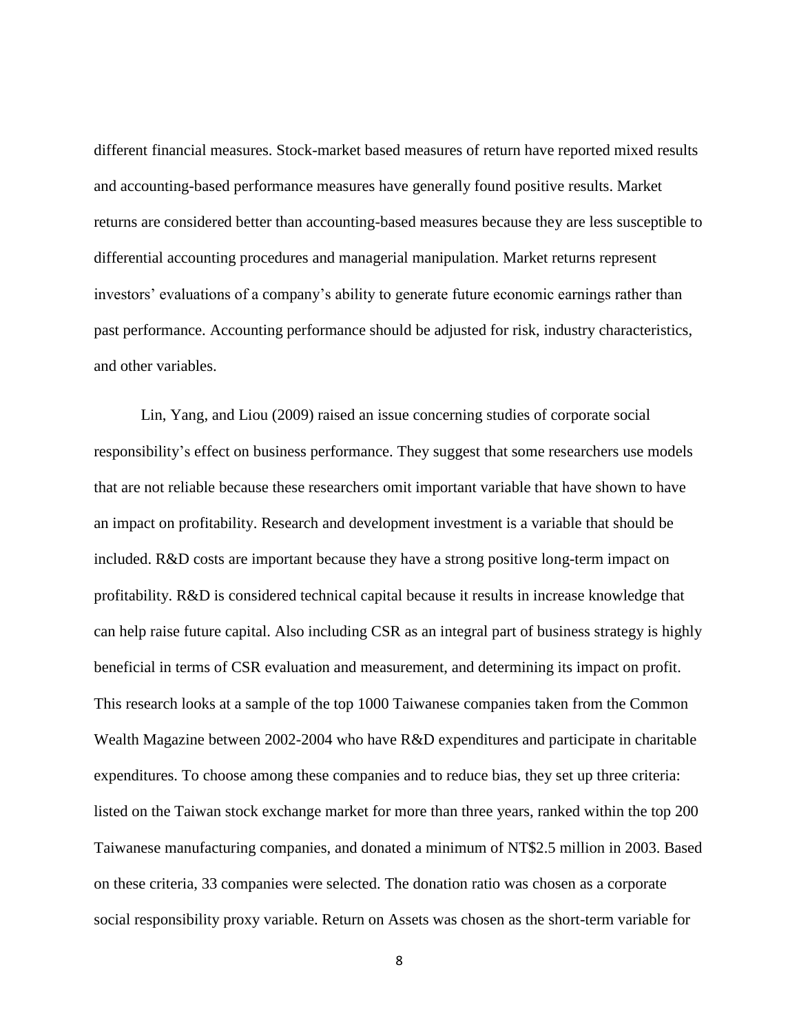different financial measures. Stock-market based measures of return have reported mixed results and accounting-based performance measures have generally found positive results. Market returns are considered better than accounting-based measures because they are less susceptible to differential accounting procedures and managerial manipulation. Market returns represent investors' evaluations of a company's ability to generate future economic earnings rather than past performance. Accounting performance should be adjusted for risk, industry characteristics, and other variables.

Lin, Yang, and Liou (2009) raised an issue concerning studies of corporate social responsibility's effect on business performance. They suggest that some researchers use models that are not reliable because these researchers omit important variable that have shown to have an impact on profitability. Research and development investment is a variable that should be included. R&D costs are important because they have a strong positive long-term impact on profitability. R&D is considered technical capital because it results in increase knowledge that can help raise future capital. Also including CSR as an integral part of business strategy is highly beneficial in terms of CSR evaluation and measurement, and determining its impact on profit. This research looks at a sample of the top 1000 Taiwanese companies taken from the Common Wealth Magazine between 2002-2004 who have R&D expenditures and participate in charitable expenditures. To choose among these companies and to reduce bias, they set up three criteria: listed on the Taiwan stock exchange market for more than three years, ranked within the top 200 Taiwanese manufacturing companies, and donated a minimum of NT$2.5 million in 2003. Based on these criteria, 33 companies were selected. The donation ratio was chosen as a corporate social responsibility proxy variable. Return on Assets was chosen as the short-term variable for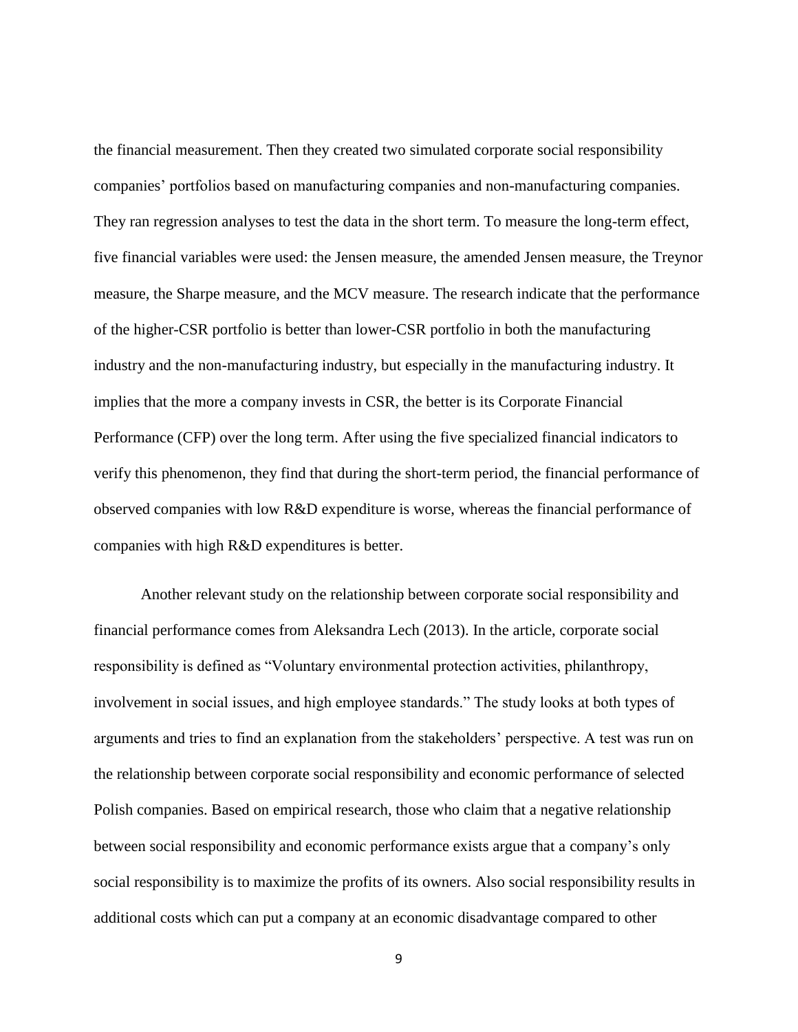the financial measurement. Then they created two simulated corporate social responsibility companies' portfolios based on manufacturing companies and non-manufacturing companies. They ran regression analyses to test the data in the short term. To measure the long-term effect, five financial variables were used: the Jensen measure, the amended Jensen measure, the Treynor measure, the Sharpe measure, and the MCV measure. The research indicate that the performance of the higher-CSR portfolio is better than lower-CSR portfolio in both the manufacturing industry and the non-manufacturing industry, but especially in the manufacturing industry. It implies that the more a company invests in CSR, the better is its Corporate Financial Performance (CFP) over the long term. After using the five specialized financial indicators to verify this phenomenon, they find that during the short-term period, the financial performance of observed companies with low R&D expenditure is worse, whereas the financial performance of companies with high R&D expenditures is better.

Another relevant study on the relationship between corporate social responsibility and financial performance comes from Aleksandra Lech (2013). In the article, corporate social responsibility is defined as "Voluntary environmental protection activities, philanthropy, involvement in social issues, and high employee standards." The study looks at both types of arguments and tries to find an explanation from the stakeholders' perspective. A test was run on the relationship between corporate social responsibility and economic performance of selected Polish companies. Based on empirical research, those who claim that a negative relationship between social responsibility and economic performance exists argue that a company's only social responsibility is to maximize the profits of its owners. Also social responsibility results in additional costs which can put a company at an economic disadvantage compared to other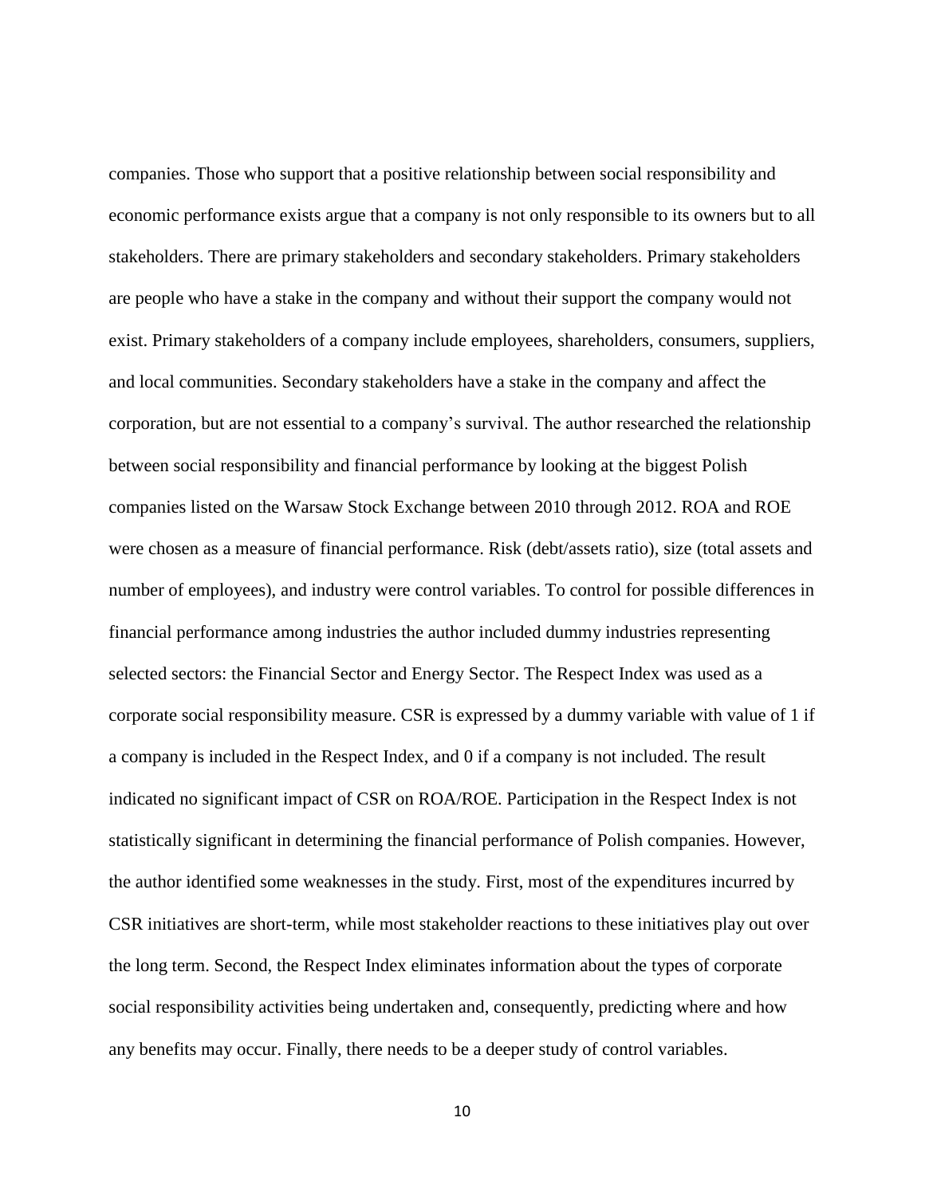companies. Those who support that a positive relationship between social responsibility and economic performance exists argue that a company is not only responsible to its owners but to all stakeholders. There are primary stakeholders and secondary stakeholders. Primary stakeholders are people who have a stake in the company and without their support the company would not exist. Primary stakeholders of a company include employees, shareholders, consumers, suppliers, and local communities. Secondary stakeholders have a stake in the company and affect the corporation, but are not essential to a company's survival. The author researched the relationship between social responsibility and financial performance by looking at the biggest Polish companies listed on the Warsaw Stock Exchange between 2010 through 2012. ROA and ROE were chosen as a measure of financial performance. Risk (debt/assets ratio), size (total assets and number of employees), and industry were control variables. To control for possible differences in financial performance among industries the author included dummy industries representing selected sectors: the Financial Sector and Energy Sector. The Respect Index was used as a corporate social responsibility measure. CSR is expressed by a dummy variable with value of 1 if a company is included in the Respect Index, and 0 if a company is not included. The result indicated no significant impact of CSR on ROA/ROE. Participation in the Respect Index is not statistically significant in determining the financial performance of Polish companies. However, the author identified some weaknesses in the study. First, most of the expenditures incurred by CSR initiatives are short-term, while most stakeholder reactions to these initiatives play out over the long term. Second, the Respect Index eliminates information about the types of corporate social responsibility activities being undertaken and, consequently, predicting where and how any benefits may occur. Finally, there needs to be a deeper study of control variables.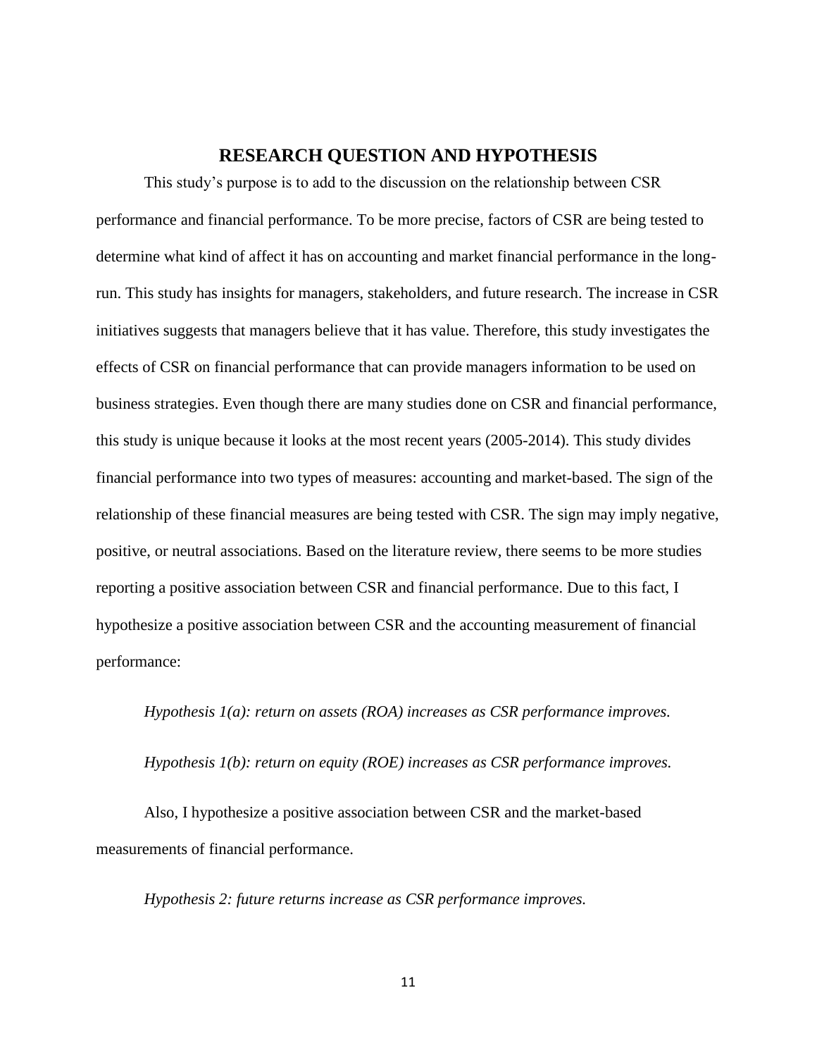## RESEARCH QUESTION AND HYPOTHESIS

This study's purpose is to add to the discussion on the relationship between CSR performance and financial performance. To be more precise, factors of CSR are being tested to determine what kind of affect it has on accounting and market financial performance in the long-run. This study has insights for managers, stakeholders, and future research. The increase in CSR initiatives suggests that managers believe that it has value. Therefore, this study investigates the effects of CSR on financial performance that can provide managers information to be used on business strategies. Even though there are many studies done on CSR and financial performance, this study is unique because it looks at the most recent years (2005-2014). This study divides financial performance into two types of measures: accounting and market-based. The sign of the relationship of these financial measures are being tested with CSR. The sign may imply negative, positive, or neutral associations. Based on the literature review, there seems to be more studies reporting a positive association between CSR and financial performance. Due to this fact, I hypothesize a positive association between CSR and the accounting measurement of financial performance:

*Hypothesis 1(a): return on assets (ROA) increases as CSR performance improves.*

*Hypothesis 1(b): return on equity (ROE) increases as CSR performance improves.*

Also, I hypothesize a positive association between CSR and the market-based measurements of financial performance.

*Hypothesis 2: future returns increase as CSR performance improves.*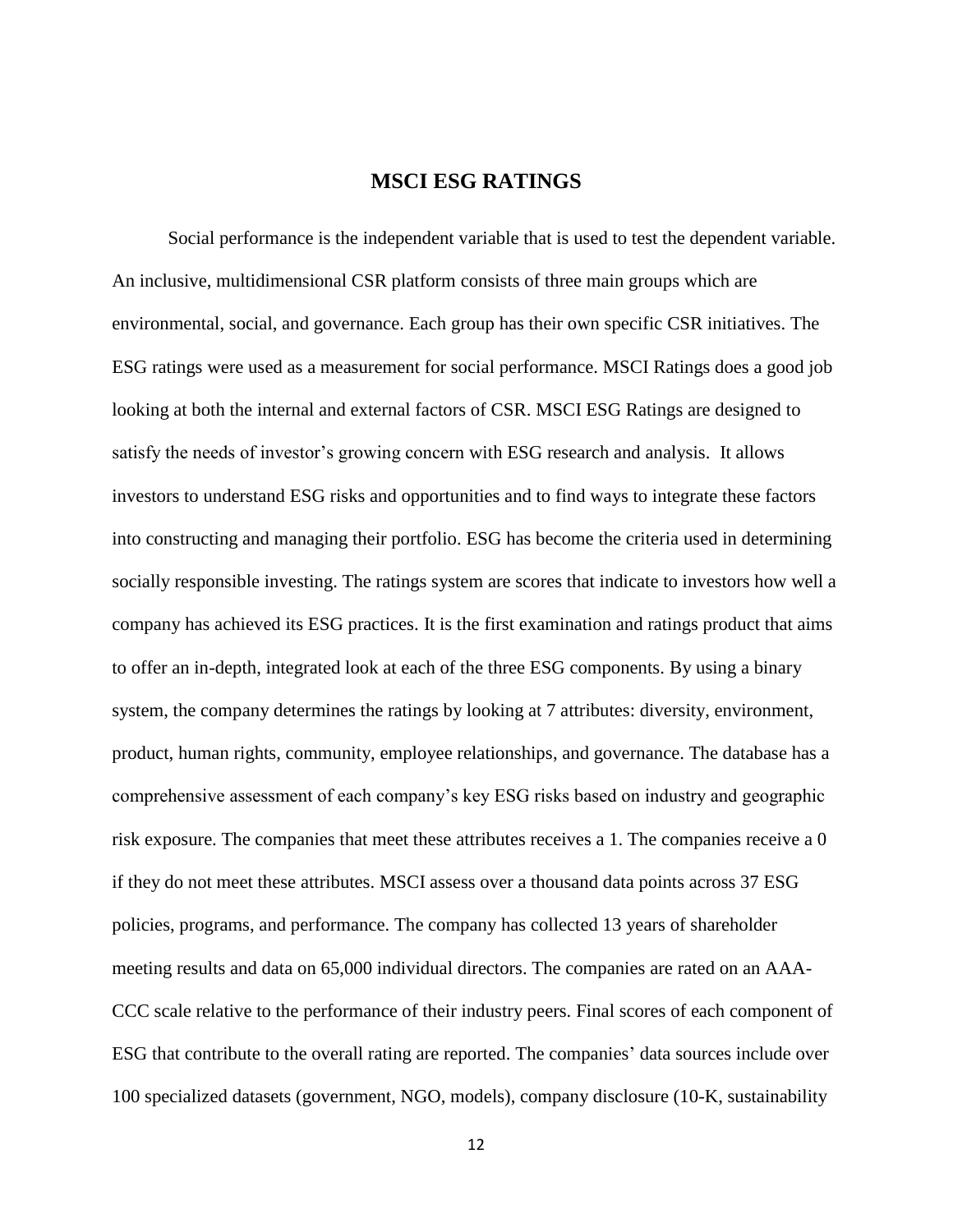# MSCI ESG RATINGS

Social performance is the independent variable that is used to test the dependent variable. An inclusive, multidimensional CSR platform consists of three main groups which are environmental, social, and governance. Each group has their own specific CSR initiatives. The ESG ratings were used as a measurement for social performance. MSCI Ratings does a good job looking at both the internal and external factors of CSR. MSCI ESG Ratings are designed to satisfy the needs of investor's growing concern with ESG research and analysis. It allows investors to understand ESG risks and opportunities and to find ways to integrate these factors into constructing and managing their portfolio. ESG has become the criteria used in determining socially responsible investing. The ratings system are scores that indicate to investors how well a company has achieved its ESG practices. It is the first examination and ratings product that aims to offer an in-depth, integrated look at each of the three ESG components. By using a binary system, the company determines the ratings by looking at 7 attributes: diversity, environment, product, human rights, community, employee relationships, and governance. The database has a comprehensive assessment of each company's key ESG risks based on industry and geographic risk exposure. The companies that meet these attributes receives a 1. The companies receive a 0 if they do not meet these attributes. MSCI assess over a thousand data points across 37 ESG policies, programs, and performance. The company has collected 13 years of shareholder meeting results and data on 65,000 individual directors. The companies are rated on an AAA-CCC scale relative to the performance of their industry peers. Final scores of each component of ESG that contribute to the overall rating are reported. The companies' data sources include over 100 specialized datasets (government, NGO, models), company disclosure (10-K, sustainability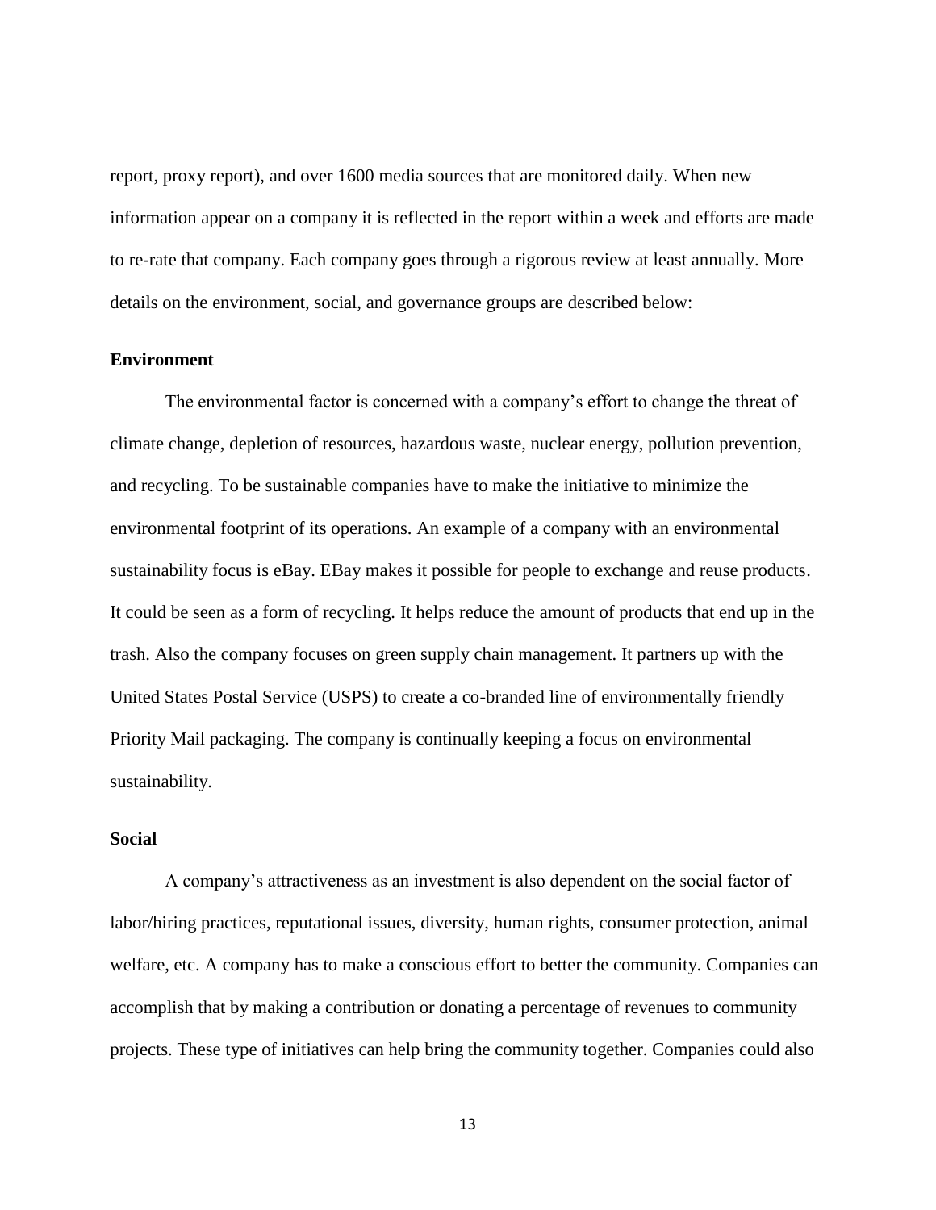report, proxy report), and over 1600 media sources that are monitored daily. When new information appear on a company it is reflected in the report within a week and efforts are made to re-rate that company. Each company goes through a rigorous review at least annually. More details on the environment, social, and governance groups are described below:

### Environment

The environmental factor is concerned with a company's effort to change the threat of climate change, depletion of resources, hazardous waste, nuclear energy, pollution prevention, and recycling. To be sustainable companies have to make the initiative to minimize the environmental footprint of its operations. An example of a company with an environmental sustainability focus is eBay. EBay makes it possible for people to exchange and reuse products. It could be seen as a form of recycling. It helps reduce the amount of products that end up in the trash. Also the company focuses on green supply chain management. It partners up with the United States Postal Service (USPS) to create a co-branded line of environmentally friendly Priority Mail packaging. The company is continually keeping a focus on environmental sustainability.

### Social

A company's attractiveness as an investment is also dependent on the social factor of labor/hiring practices, reputational issues, diversity, human rights, consumer protection, animal welfare, etc. A company has to make a conscious effort to better the community. Companies can accomplish that by making a contribution or donating a percentage of revenues to community projects. These type of initiatives can help bring the community together. Companies could also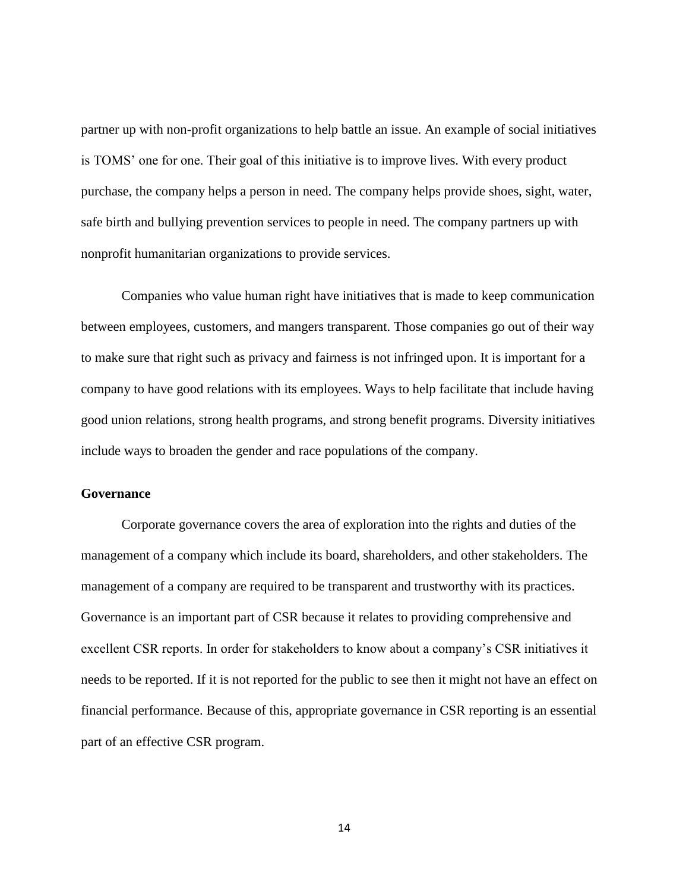partner up with non-profit organizations to help battle an issue. An example of social initiatives is TOMS' one for one. Their goal of this initiative is to improve lives. With every product purchase, the company helps a person in need. The company helps provide shoes, sight, water, safe birth and bullying prevention services to people in need. The company partners up with nonprofit humanitarian organizations to provide services.

Companies who value human right have initiatives that is made to keep communication between employees, customers, and mangers transparent. Those companies go out of their way to make sure that right such as privacy and fairness is not infringed upon. It is important for a company to have good relations with its employees. Ways to help facilitate that include having good union relations, strong health programs, and strong benefit programs. Diversity initiatives include ways to broaden the gender and race populations of the company.

**Governance**

Corporate governance covers the area of exploration into the rights and duties of the management of a company which include its board, shareholders, and other stakeholders. The management of a company are required to be transparent and trustworthy with its practices. Governance is an important part of CSR because it relates to providing comprehensive and excellent CSR reports. In order for stakeholders to know about a company's CSR initiatives it needs to be reported. If it is not reported for the public to see then it might not have an effect on financial performance. Because of this, appropriate governance in CSR reporting is an essential part of an effective CSR program.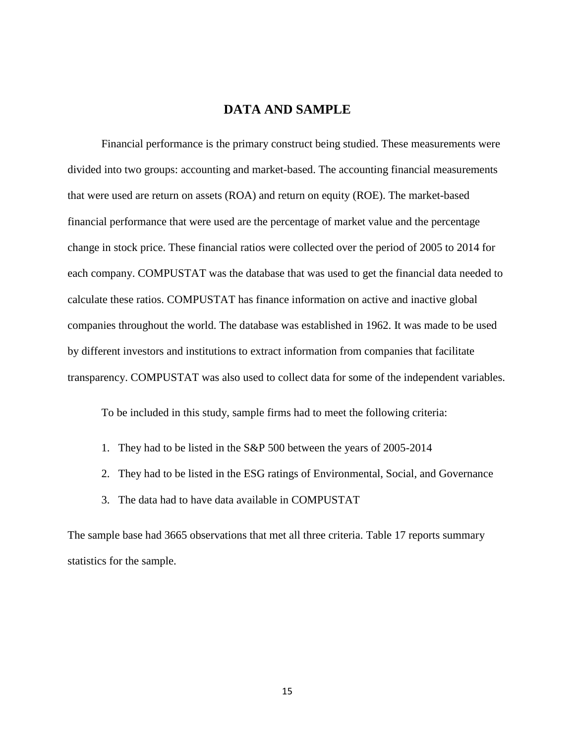# DATA AND SAMPLE

Financial performance is the primary construct being studied. These measurements were divided into two groups: accounting and market-based. The accounting financial measurements that were used are return on assets (ROA) and return on equity (ROE). The market-based financial performance that were used are the percentage of market value and the percentage change in stock price. These financial ratios were collected over the period of 2005 to 2014 for each company. COMPUSTAT was the database that was used to get the financial data needed to calculate these ratios. COMPUSTAT has finance information on active and inactive global companies throughout the world. The database was established in 1962. It was made to be used by different investors and institutions to extract information from companies that facilitate transparency. COMPUSTAT was also used to collect data for some of the independent variables.

To be included in this study, sample firms had to meet the following criteria:

1. They had to be listed in the S&P 500 between the years of 2005-2014
2. They had to be listed in the ESG ratings of Environmental, Social, and Governance
3. The data had to have data available in COMPUSTAT

The sample base had 3665 observations that met all three criteria. Table 17 reports summary statistics for the sample.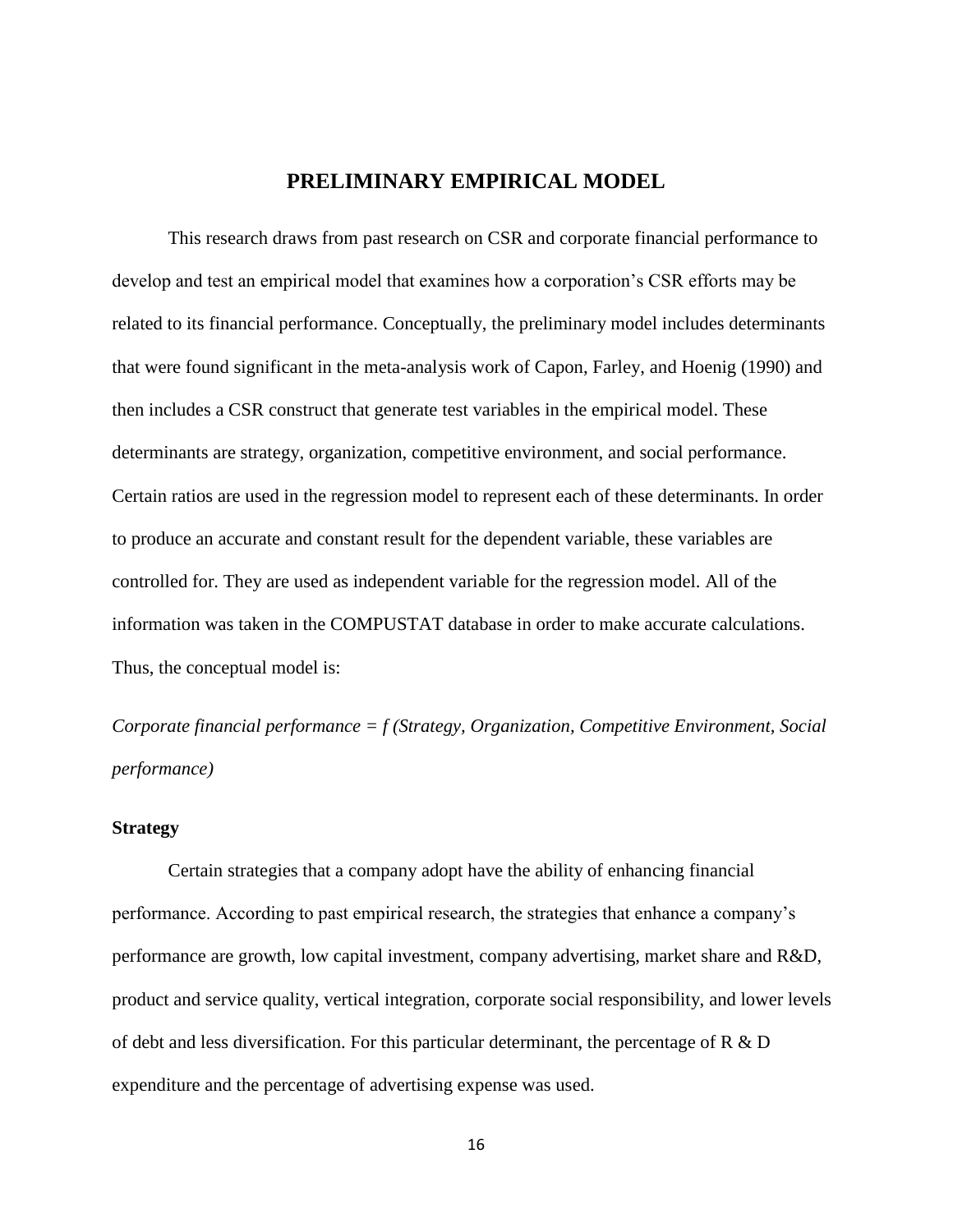# PRELIMINARY EMPIRICAL MODEL

This research draws from past research on CSR and corporate financial performance to develop and test an empirical model that examines how a corporation's CSR efforts may be related to its financial performance. Conceptually, the preliminary model includes determinants that were found significant in the meta-analysis work of Capon, Farley, and Hoenig (1990) and then includes a CSR construct that generate test variables in the empirical model. These determinants are strategy, organization, competitive environment, and social performance. Certain ratios are used in the regression model to represent each of these determinants. In order to produce an accurate and constant result for the dependent variable, these variables are controlled for. They are used as independent variable for the regression model. All of the information was taken in the COMPUSTAT database in order to make accurate calculations. Thus, the conceptual model is:

*Corporate financial performance = f (Strategy, Organization, Competitive Environment, Social performance)*

### Strategy

Certain strategies that a company adopt have the ability of enhancing financial performance. According to past empirical research, the strategies that enhance a company's performance are growth, low capital investment, company advertising, market share and R&D, product and service quality, vertical integration, corporate social responsibility, and lower levels of debt and less diversification. For this particular determinant, the percentage of R & D expenditure and the percentage of advertising expense was used.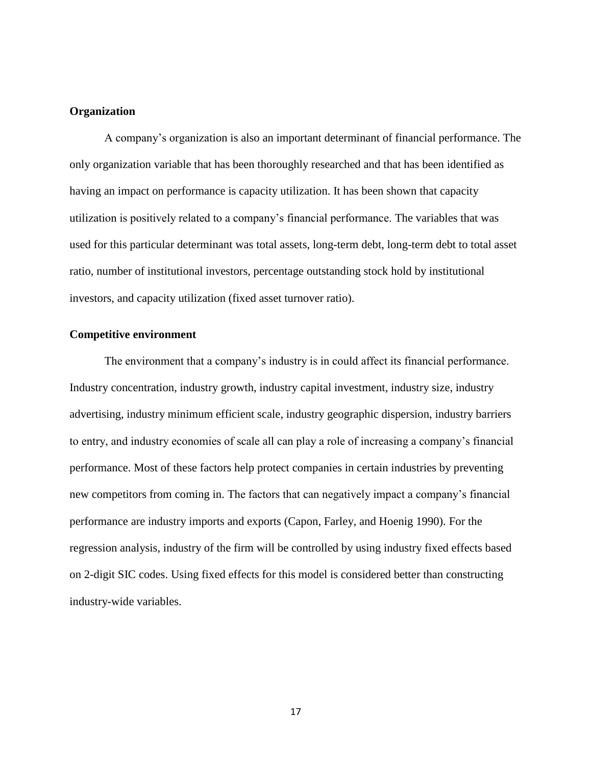**Organization**

A company's organization is also an important determinant of financial performance. The only organization variable that has been thoroughly researched and that has been identified as having an impact on performance is capacity utilization. It has been shown that capacity utilization is positively related to a company's financial performance. The variables that was used for this particular determinant was total assets, long-term debt, long-term debt to total asset ratio, number of institutional investors, percentage outstanding stock hold by institutional investors, and capacity utilization (fixed asset turnover ratio).

**Competitive environment**

The environment that a company's industry is in could affect its financial performance. Industry concentration, industry growth, industry capital investment, industry size, industry advertising, industry minimum efficient scale, industry geographic dispersion, industry barriers to entry, and industry economies of scale all can play a role of increasing a company's financial performance. Most of these factors help protect companies in certain industries by preventing new competitors from coming in. The factors that can negatively impact a company's financial performance are industry imports and exports (Capon, Farley, and Hoenig 1990). For the regression analysis, industry of the firm will be controlled by using industry fixed effects based on 2-digit SIC codes. Using fixed effects for this model is considered better than constructing industry-wide variables.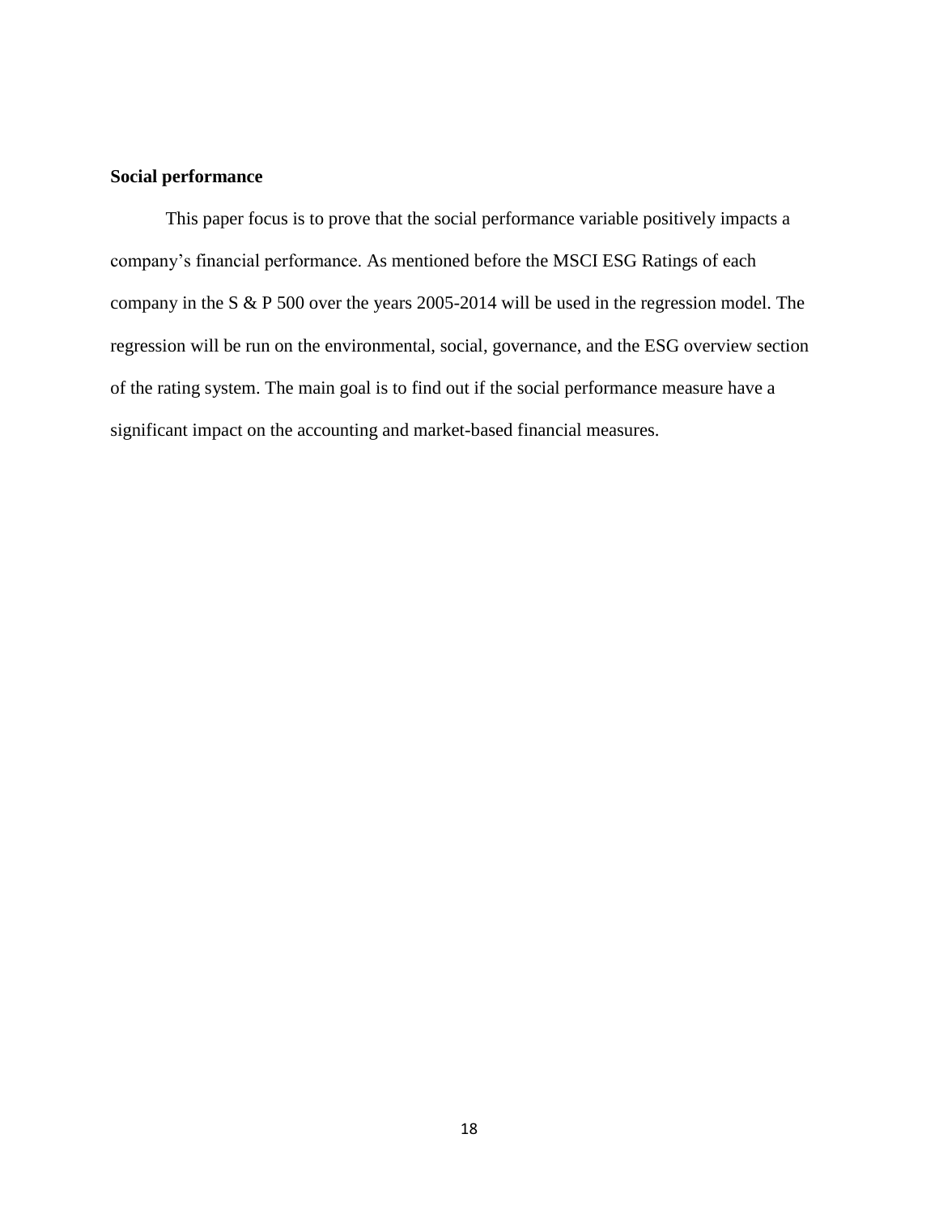**Social performance**

This paper focus is to prove that the social performance variable positively impacts a company's financial performance. As mentioned before the MSCI ESG Ratings of each company in the S & P 500 over the years 2005-2014 will be used in the regression model. The regression will be run on the environmental, social, governance, and the ESG overview section of the rating system. The main goal is to find out if the social performance measure have a significant impact on the accounting and market-based financial measures.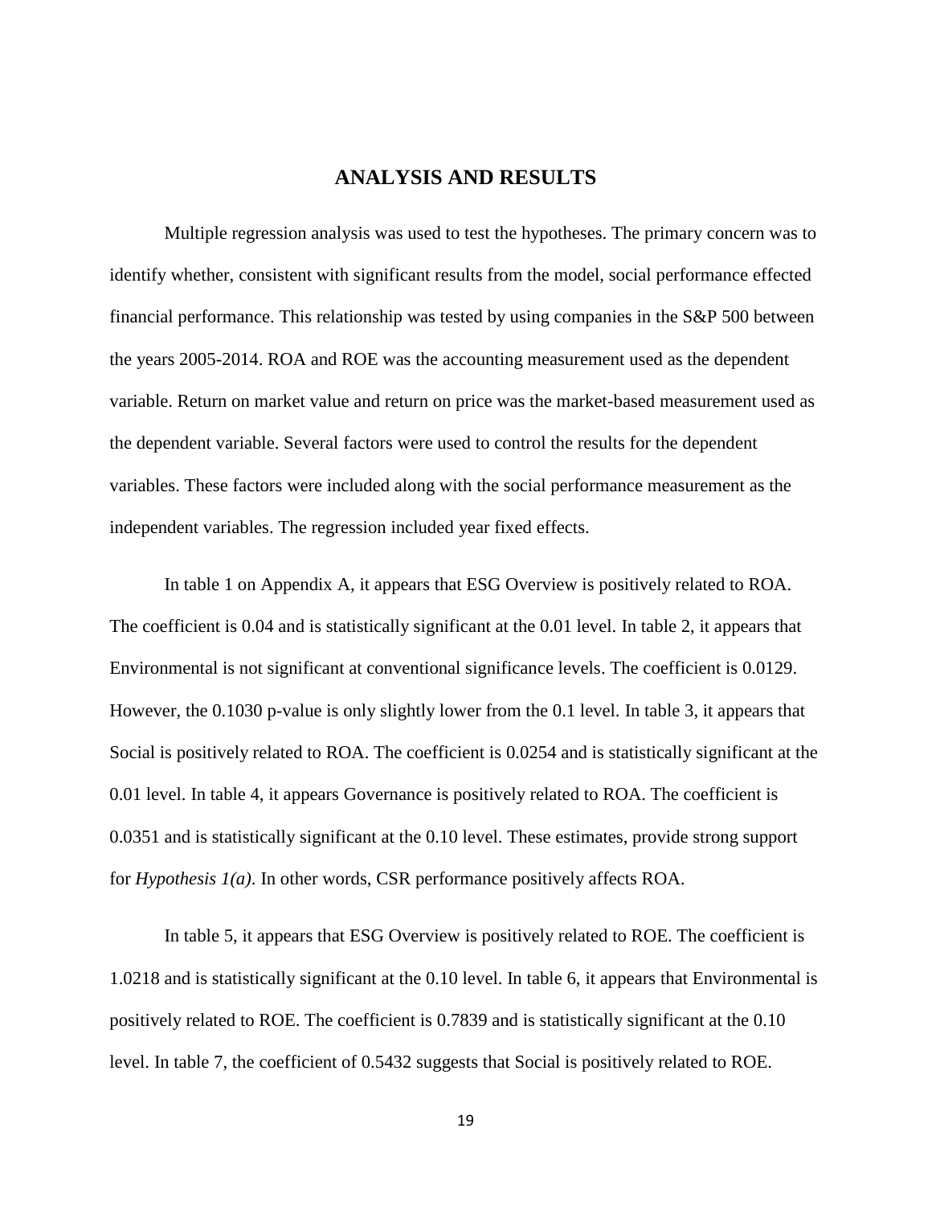## ANALYSIS AND RESULTS

Multiple regression analysis was used to test the hypotheses. The primary concern was to identify whether, consistent with significant results from the model, social performance effected financial performance. This relationship was tested by using companies in the S&P 500 between the years 2005-2014. ROA and ROE was the accounting measurement used as the dependent variable. Return on market value and return on price was the market-based measurement used as the dependent variable. Several factors were used to control the results for the dependent variables. These factors were included along with the social performance measurement as the independent variables. The regression included year fixed effects.

In table 1 on Appendix A, it appears that ESG Overview is positively related to ROA. The coefficient is 0.04 and is statistically significant at the 0.01 level. In table 2, it appears that Environmental is not significant at conventional significance levels. The coefficient is 0.0129. However, the 0.1030 p-value is only slightly lower from the 0.1 level. In table 3, it appears that Social is positively related to ROA. The coefficient is 0.0254 and is statistically significant at the 0.01 level. In table 4, it appears Governance is positively related to ROA. The coefficient is 0.0351 and is statistically significant at the 0.10 level. These estimates, provide strong support for *Hypothesis 1(a)*. In other words, CSR performance positively affects ROA.

In table 5, it appears that ESG Overview is positively related to ROE. The coefficient is 1.0218 and is statistically significant at the 0.10 level. In table 6, it appears that Environmental is positively related to ROE. The coefficient is 0.7839 and is statistically significant at the 0.10 level. In table 7, the coefficient of 0.5432 suggests that Social is positively related to ROE.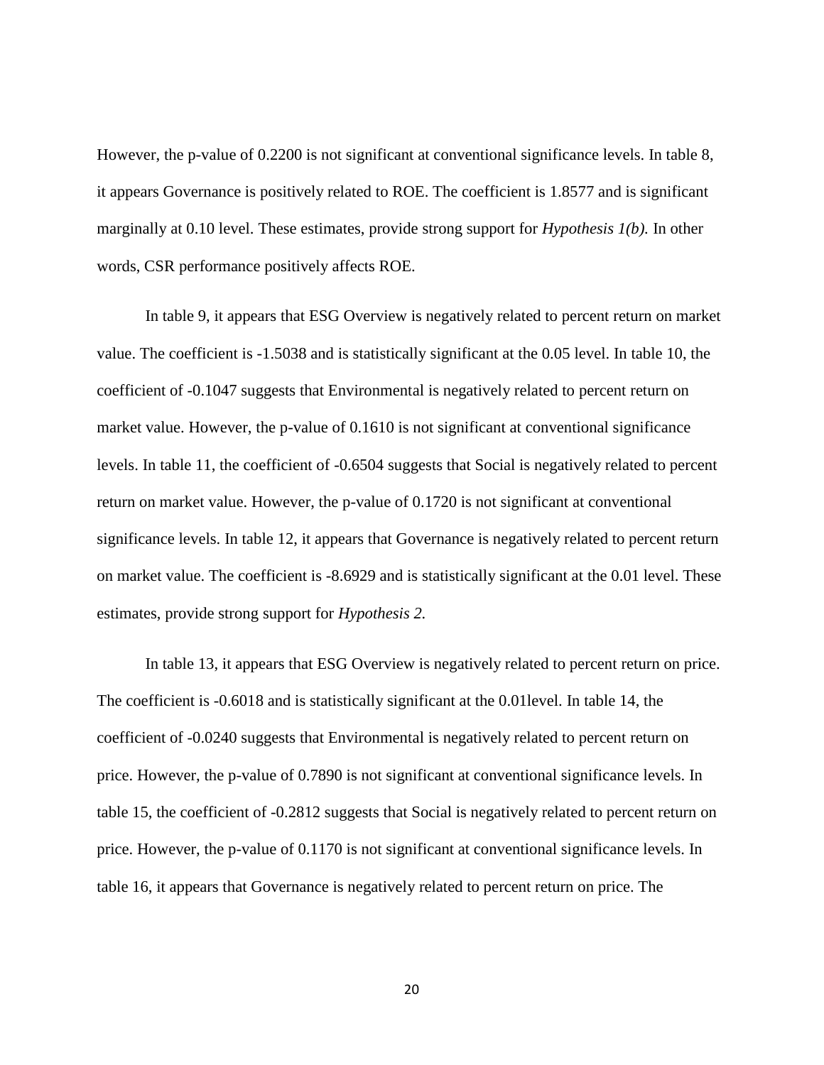However, the p-value of 0.2200 is not significant at conventional significance levels. In table 8, it appears Governance is positively related to ROE. The coefficient is 1.8577 and is significant marginally at 0.10 level. These estimates, provide strong support for *Hypothesis 1(b).* In other words, CSR performance positively affects ROE.

In table 9, it appears that ESG Overview is negatively related to percent return on market value. The coefficient is -1.5038 and is statistically significant at the 0.05 level. In table 10, the coefficient of -0.1047 suggests that Environmental is negatively related to percent return on market value. However, the p-value of 0.1610 is not significant at conventional significance levels. In table 11, the coefficient of -0.6504 suggests that Social is negatively related to percent return on market value. However, the p-value of 0.1720 is not significant at conventional significance levels. In table 12, it appears that Governance is negatively related to percent return on market value. The coefficient is -8.6929 and is statistically significant at the 0.01 level. These estimates, provide strong support for *Hypothesis 2*.

In table 13, it appears that ESG Overview is negatively related to percent return on price. The coefficient is -0.6018 and is statistically significant at the 0.01level. In table 14, the coefficient of -0.0240 suggests that Environmental is negatively related to percent return on price. However, the p-value of 0.7890 is not significant at conventional significance levels. In table 15, the coefficient of -0.2812 suggests that Social is negatively related to percent return on price. However, the p-value of 0.1170 is not significant at conventional significance levels. In table 16, it appears that Governance is negatively related to percent return on price. The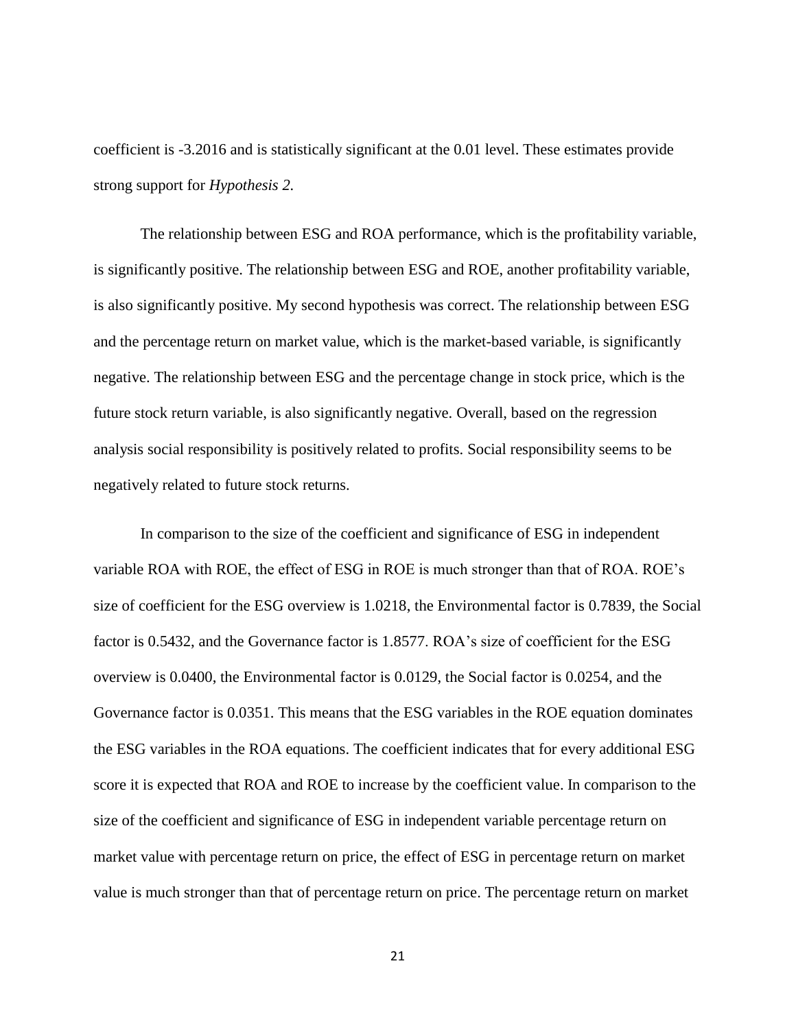coefficient is -3.2016 and is statistically significant at the 0.01 level. These estimates provide strong support for *Hypothesis 2*.

The relationship between ESG and ROA performance, which is the profitability variable, is significantly positive. The relationship between ESG and ROE, another profitability variable, is also significantly positive. My second hypothesis was correct. The relationship between ESG and the percentage return on market value, which is the market-based variable, is significantly negative. The relationship between ESG and the percentage change in stock price, which is the future stock return variable, is also significantly negative. Overall, based on the regression analysis social responsibility is positively related to profits. Social responsibility seems to be negatively related to future stock returns.

In comparison to the size of the coefficient and significance of ESG in independent variable ROA with ROE, the effect of ESG in ROE is much stronger than that of ROA. ROE's size of coefficient for the ESG overview is 1.0218, the Environmental factor is 0.7839, the Social factor is 0.5432, and the Governance factor is 1.8577. ROA's size of coefficient for the ESG overview is 0.0400, the Environmental factor is 0.0129, the Social factor is 0.0254, and the Governance factor is 0.0351. This means that the ESG variables in the ROE equation dominates the ESG variables in the ROA equations. The coefficient indicates that for every additional ESG score it is expected that ROA and ROE to increase by the coefficient value. In comparison to the size of the coefficient and significance of ESG in independent variable percentage return on market value with percentage return on price, the effect of ESG in percentage return on market value is much stronger than that of percentage return on price. The percentage return on market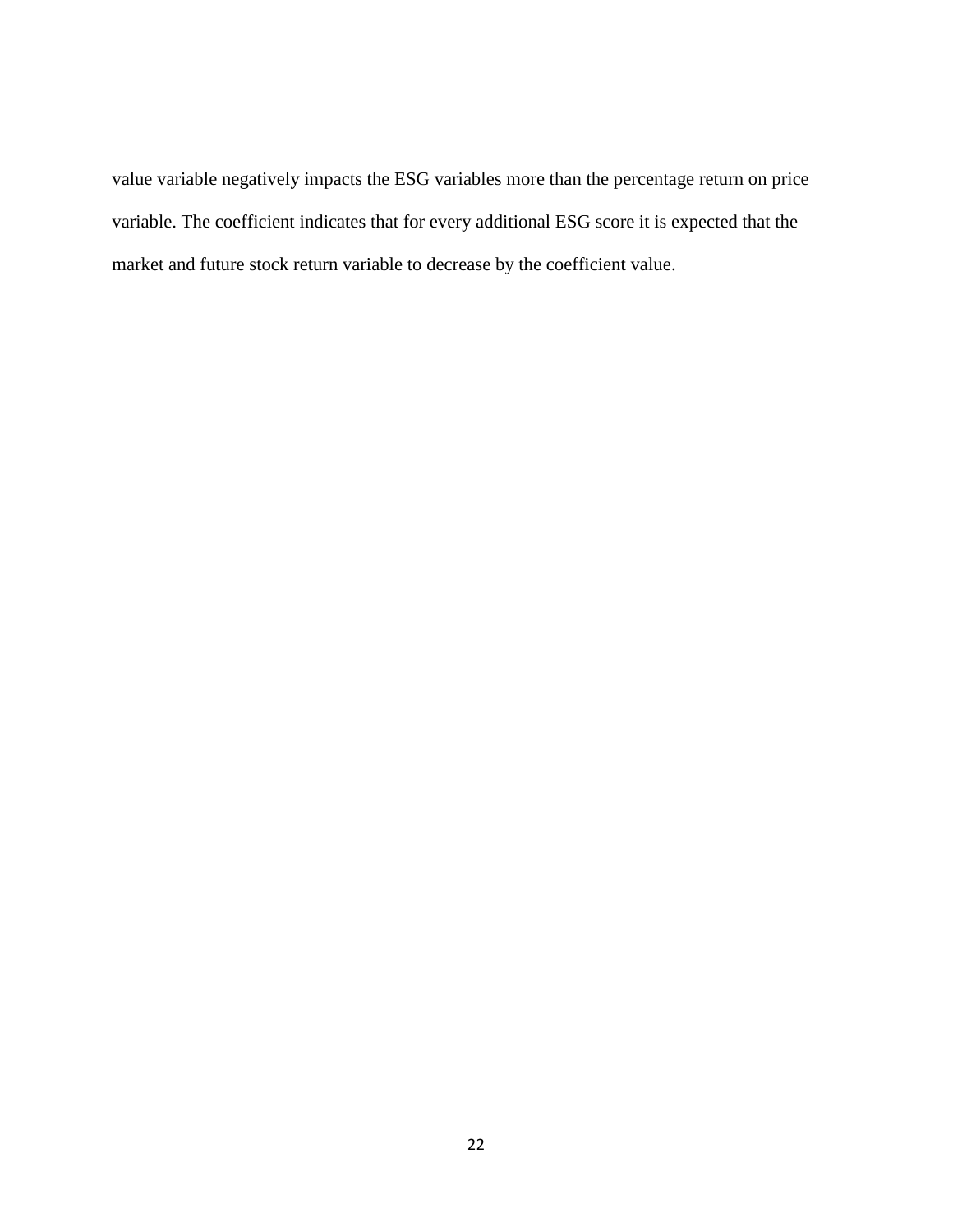value variable negatively impacts the ESG variables more than the percentage return on price variable. The coefficient indicates that for every additional ESG score it is expected that the market and future stock return variable to decrease by the coefficient value.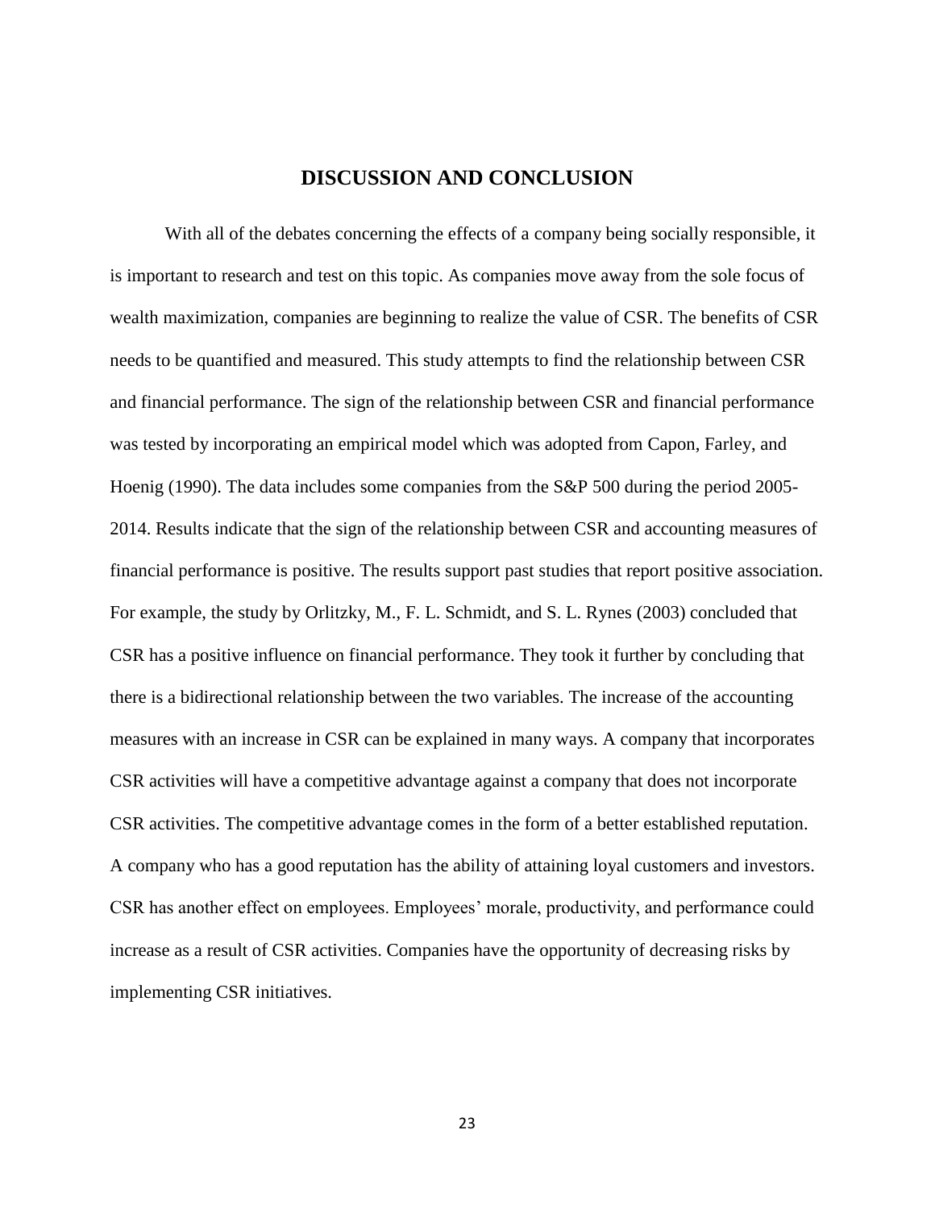# DISCUSSION AND CONCLUSION

With all of the debates concerning the effects of a company being socially responsible, it is important to research and test on this topic. As companies move away from the sole focus of wealth maximization, companies are beginning to realize the value of CSR. The benefits of CSR needs to be quantified and measured. This study attempts to find the relationship between CSR and financial performance. The sign of the relationship between CSR and financial performance was tested by incorporating an empirical model which was adopted from Capon, Farley, and Hoenig (1990). The data includes some companies from the S&P 500 during the period 2005-2014. Results indicate that the sign of the relationship between CSR and accounting measures of financial performance is positive. The results support past studies that report positive association. For example, the study by Orlitzky, M., F. L. Schmidt, and S. L. Rynes (2003) concluded that CSR has a positive influence on financial performance. They took it further by concluding that there is a bidirectional relationship between the two variables. The increase of the accounting measures with an increase in CSR can be explained in many ways. A company that incorporates CSR activities will have a competitive advantage against a company that does not incorporate CSR activities. The competitive advantage comes in the form of a better established reputation. A company who has a good reputation has the ability of attaining loyal customers and investors. CSR has another effect on employees. Employees' morale, productivity, and performance could increase as a result of CSR activities. Companies have the opportunity of decreasing risks by implementing CSR initiatives.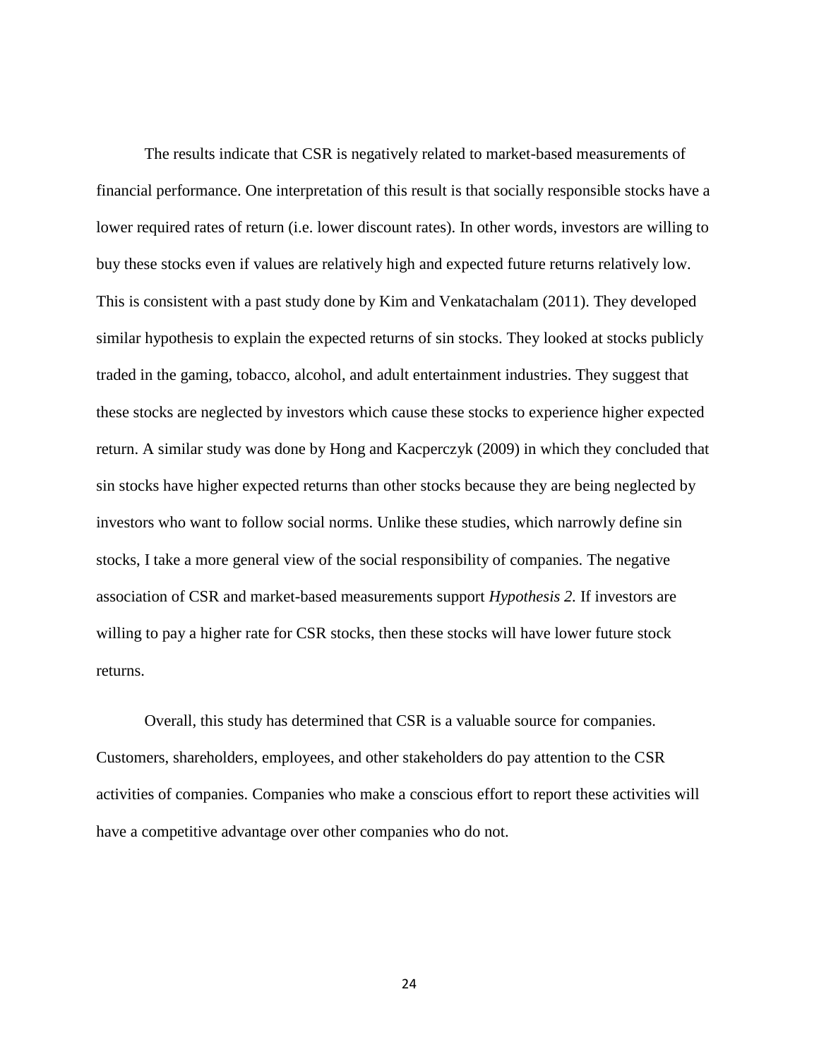The results indicate that CSR is negatively related to market-based measurements of financial performance. One interpretation of this result is that socially responsible stocks have a lower required rates of return (i.e. lower discount rates). In other words, investors are willing to buy these stocks even if values are relatively high and expected future returns relatively low. This is consistent with a past study done by Kim and Venkatachalam (2011). They developed similar hypothesis to explain the expected returns of sin stocks. They looked at stocks publicly traded in the gaming, tobacco, alcohol, and adult entertainment industries. They suggest that these stocks are neglected by investors which cause these stocks to experience higher expected return. A similar study was done by Hong and Kacperczyk (2009) in which they concluded that sin stocks have higher expected returns than other stocks because they are being neglected by investors who want to follow social norms. Unlike these studies, which narrowly define sin stocks, I take a more general view of the social responsibility of companies. The negative association of CSR and market-based measurements support *Hypothesis 2.* If investors are willing to pay a higher rate for CSR stocks, then these stocks will have lower future stock returns.

Overall, this study has determined that CSR is a valuable source for companies. Customers, shareholders, employees, and other stakeholders do pay attention to the CSR activities of companies. Companies who make a conscious effort to report these activities will have a competitive advantage over other companies who do not.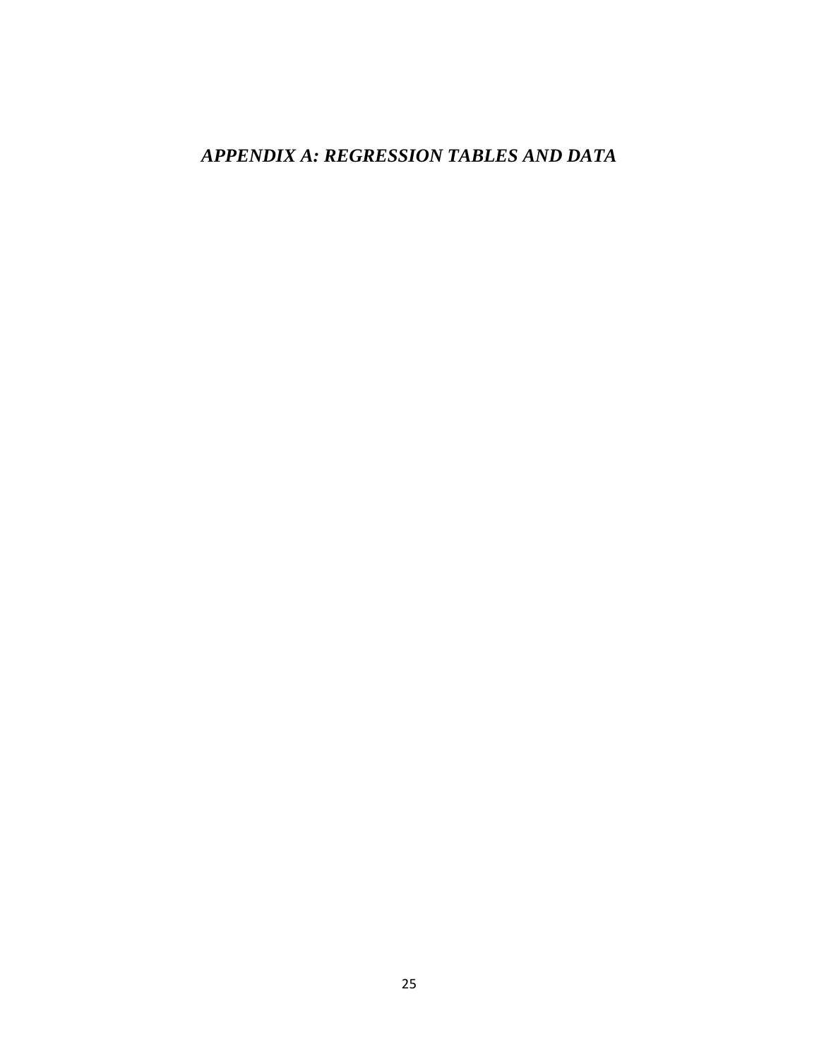# *APPENDIX A: REGRESSION TABLES AND DATA*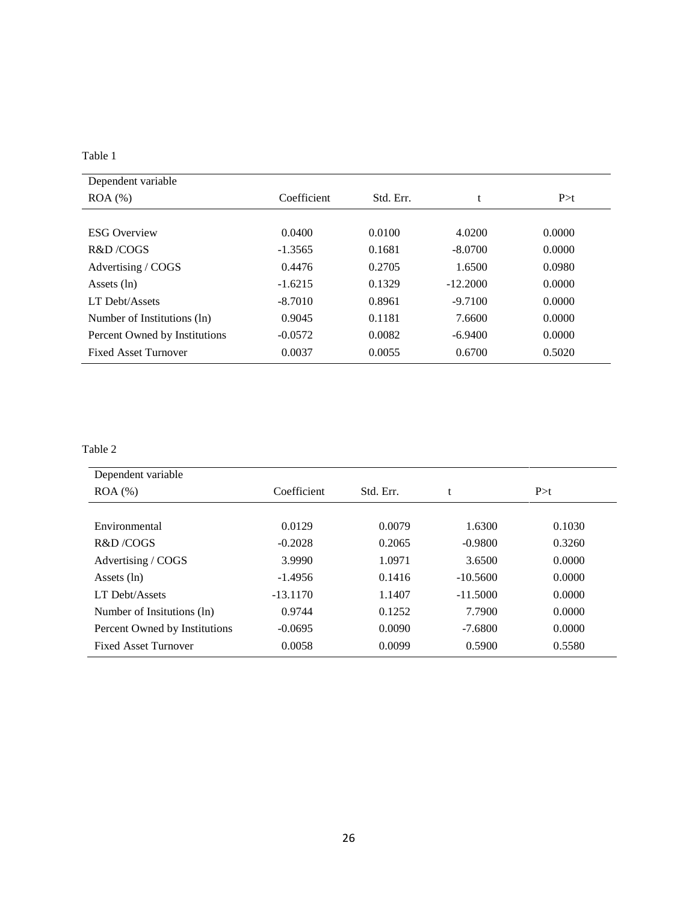Table 1

| Dependent variable ROA (%) | Coefficient | Std. Err. | t | P>t |
|---|---|---|---|---|
| ESG Overview | 0.0400 | 0.0100 | 4.0200 | 0.0000 |
| R&D /COGS | -1.3565 | 0.1681 | -8.0700 | 0.0000 |
| Advertising / COGS | 0.4476 | 0.2705 | 1.6500 | 0.0980 |
| Assets (ln) | -1.6215 | 0.1329 | -12.2000 | 0.0000 |
| LT Debt/Assets | -8.7010 | 0.8961 | -9.7100 | 0.0000 |
| Number of Institutions (ln) | 0.9045 | 0.1181 | 7.6600 | 0.0000 |
| Percent Owned by Institutions | -0.0572 | 0.0082 | -6.9400 | 0.0000 |
| Fixed Asset Turnover | 0.0037 | 0.0055 | 0.6700 | 0.5020 |

Table 2

| Dependent variable ROA (%) | Coefficient | Std. Err. | t | P>t |
|---|---|---|---|---|
| Environmental | 0.0129 | 0.0079 | 1.6300 | 0.1030 |
| R&D /COGS | -0.2028 | 0.2065 | -0.9800 | 0.3260 |
| Advertising / COGS | 3.9990 | 1.0971 | 3.6500 | 0.0000 |
| Assets (ln) | -1.4956 | 0.1416 | -10.5600 | 0.0000 |
| LT Debt/Assets | -13.1170 | 1.1407 | -11.5000 | 0.0000 |
| Number of Insitutions (ln) | 0.9744 | 0.1252 | 7.7900 | 0.0000 |
| Percent Owned by Institutions | -0.0695 | 0.0090 | -7.6800 | 0.0000 |
| Fixed Asset Turnover | 0.0058 | 0.0099 | 0.5900 | 0.5580 |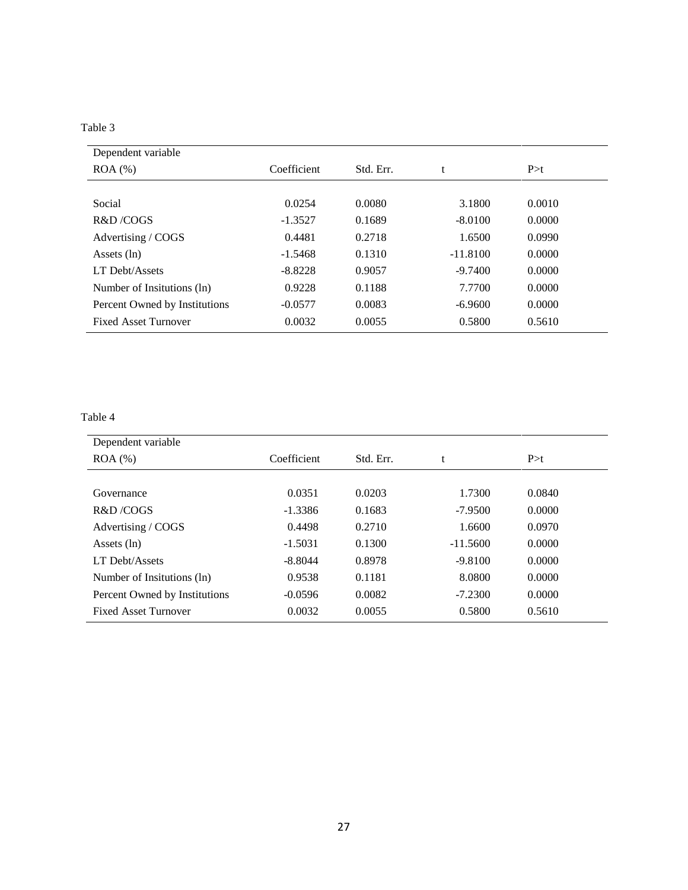Table 3

| Dependent variable ROA (%) | Coefficient | Std. Err. | t | P>t |
| --- | --- | --- | --- | --- |
| Social | 0.0254 | 0.0080 | 3.1800 | 0.0010 |
| R&D /COGS | -1.3527 | 0.1689 | -8.0100 | 0.0000 |
| Advertising / COGS | 0.4481 | 0.2718 | 1.6500 | 0.0990 |
| Assets (ln) | -1.5468 | 0.1310 | -11.8100 | 0.0000 |
| LT Debt/Assets | -8.8228 | 0.9057 | -9.7400 | 0.0000 |
| Number of Insitutions (ln) | 0.9228 | 0.1188 | 7.7700 | 0.0000 |
| Percent Owned by Institutions | -0.0577 | 0.0083 | -6.9600 | 0.0000 |
| Fixed Asset Turnover | 0.0032 | 0.0055 | 0.5800 | 0.5610 |

Table 4

| Dependent variable ROA (%) | Coefficient | Std. Err. | t | P>t |
| --- | --- | --- | --- | --- |
| Governance | 0.0351 | 0.0203 | 1.7300 | 0.0840 |
| R&D /COGS | -1.3386 | 0.1683 | -7.9500 | 0.0000 |
| Advertising / COGS | 0.4498 | 0.2710 | 1.6600 | 0.0970 |
| Assets (ln) | -1.5031 | 0.1300 | -11.5600 | 0.0000 |
| LT Debt/Assets | -8.8044 | 0.8978 | -9.8100 | 0.0000 |
| Number of Insitutions (ln) | 0.9538 | 0.1181 | 8.0800 | 0.0000 |
| Percent Owned by Institutions | -0.0596 | 0.0082 | -7.2300 | 0.0000 |
| Fixed Asset Turnover | 0.0032 | 0.0055 | 0.5800 | 0.5610 |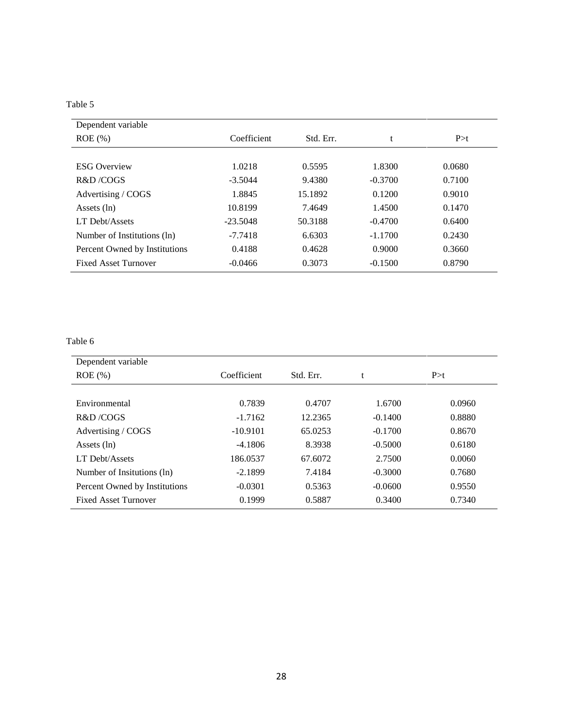Table 5

| Dependent variable<br>ROE (%) | Coefficient | Std. Err. | t | P>t |
|---|---|---|---|---|
| ESG Overview | 1.0218 | 0.5595 | 1.8300 | 0.0680 |
| R&D /COGS | -3.5044 | 9.4380 | -0.3700 | 0.7100 |
| Advertising / COGS | 1.8845 | 15.1892 | 0.1200 | 0.9010 |
| Assets (ln) | 10.8199 | 7.4649 | 1.4500 | 0.1470 |
| LT Debt/Assets | -23.5048 | 50.3188 | -0.4700 | 0.6400 |
| Number of Institutions (ln) | -7.7418 | 6.6303 | -1.1700 | 0.2430 |
| Percent Owned by Institutions | 0.4188 | 0.4628 | 0.9000 | 0.3660 |
| Fixed Asset Turnover | -0.0466 | 0.3073 | -0.1500 | 0.8790 |

Table 6

| Dependent variable<br>ROE (%) | Coefficient | Std. Err. | t | P>t |
|---|---|---|---|---|
| Environmental | 0.7839 | 0.4707 | 1.6700 | 0.0960 |
| R&D /COGS | -1.7162 | 12.2365 | -0.1400 | 0.8880 |
| Advertising / COGS | -10.9101 | 65.0253 | -0.1700 | 0.8670 |
| Assets (ln) | -4.1806 | 8.3938 | -0.5000 | 0.6180 |
| LT Debt/Assets | 186.0537 | 67.6072 | 2.7500 | 0.0060 |
| Number of Insitutions (ln) | -2.1899 | 7.4184 | -0.3000 | 0.7680 |
| Percent Owned by Institutions | -0.0301 | 0.5363 | -0.0600 | 0.9550 |
| Fixed Asset Turnover | 0.1999 | 0.5887 | 0.3400 | 0.7340 |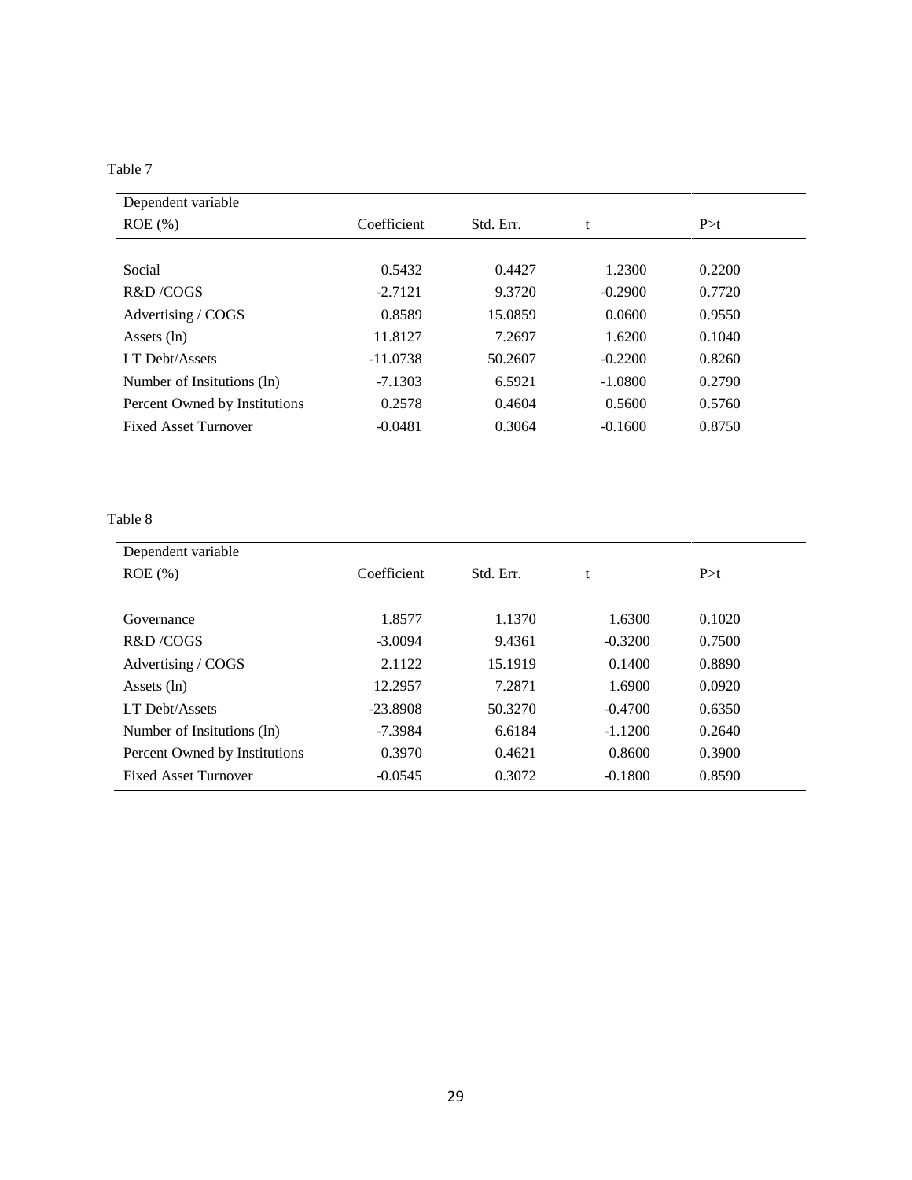Table 7

| Dependent variable ROE (%) | Coefficient | Std. Err. | t | P>t |
|---|---|---|---|---|
| Social | 0.5432 | 0.4427 | 1.2300 | 0.2200 |
| R&D /COGS | -2.7121 | 9.3720 | -0.2900 | 0.7720 |
| Advertising / COGS | 0.8589 | 15.0859 | 0.0600 | 0.9550 |
| Assets (ln) | 11.8127 | 7.2697 | 1.6200 | 0.1040 |
| LT Debt/Assets | -11.0738 | 50.2607 | -0.2200 | 0.8260 |
| Number of Insitutions (ln) | -7.1303 | 6.5921 | -1.0800 | 0.2790 |
| Percent Owned by Institutions | 0.2578 | 0.4604 | 0.5600 | 0.5760 |
| Fixed Asset Turnover | -0.0481 | 0.3064 | -0.1600 | 0.8750 |

Table 8

| Dependent variable ROE (%) | Coefficient | Std. Err. | t | P>t |
|---|---|---|---|---|
| Governance | 1.8577 | 1.1370 | 1.6300 | 0.1020 |
| R&D /COGS | -3.0094 | 9.4361 | -0.3200 | 0.7500 |
| Advertising / COGS | 2.1122 | 15.1919 | 0.1400 | 0.8890 |
| Assets (ln) | 12.2957 | 7.2871 | 1.6900 | 0.0920 |
| LT Debt/Assets | -23.8908 | 50.3270 | -0.4700 | 0.6350 |
| Number of Insitutions (ln) | -7.3984 | 6.6184 | -1.1200 | 0.2640 |
| Percent Owned by Institutions | 0.3970 | 0.4621 | 0.8600 | 0.3900 |
| Fixed Asset Turnover | -0.0545 | 0.3072 | -0.1800 | 0.8590 |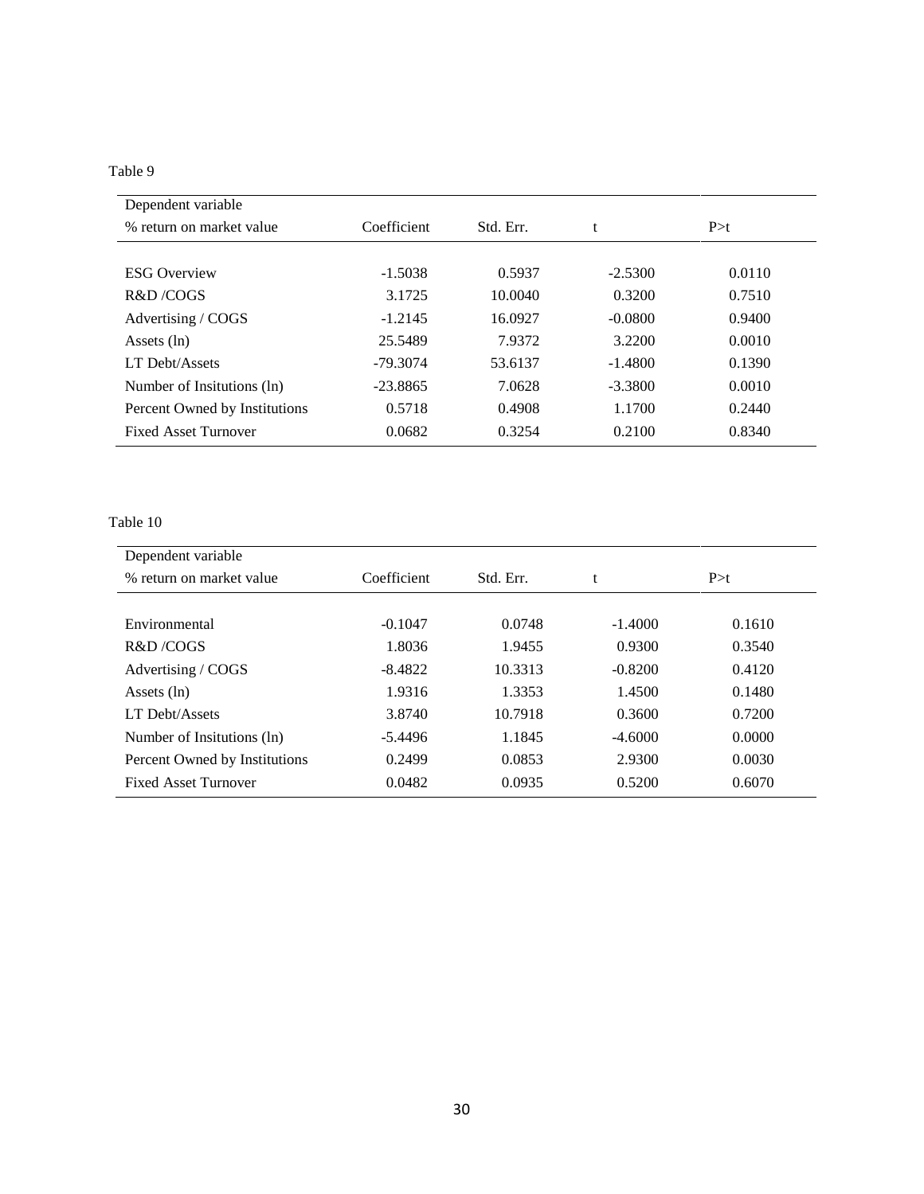Table 9

| Dependent variable<br>% return on market value | Coefficient | Std. Err. | t | P>t |
|---|---|---|---|---|
| ESG Overview | -1.5038 | 0.5937 | -2.5300 | 0.0110 |
| R&D /COGS | 3.1725 | 10.0040 | 0.3200 | 0.7510 |
| Advertising / COGS | -1.2145 | 16.0927 | -0.0800 | 0.9400 |
| Assets (ln) | 25.5489 | 7.9372 | 3.2200 | 0.0010 |
| LT Debt/Assets | -79.3074 | 53.6137 | -1.4800 | 0.1390 |
| Number of Insitutions (ln) | -23.8865 | 7.0628 | -3.3800 | 0.0010 |
| Percent Owned by Institutions | 0.5718 | 0.4908 | 1.1700 | 0.2440 |
| Fixed Asset Turnover | 0.0682 | 0.3254 | 0.2100 | 0.8340 |

Table 10

| Dependent variable<br>% return on market value | Coefficient | Std. Err. | t | P>t |
|---|---|---|---|---|
| Environmental | -0.1047 | 0.0748 | -1.4000 | 0.1610 |
| R&D /COGS | 1.8036 | 1.9455 | 0.9300 | 0.3540 |
| Advertising / COGS | -8.4822 | 10.3313 | -0.8200 | 0.4120 |
| Assets (ln) | 1.9316 | 1.3353 | 1.4500 | 0.1480 |
| LT Debt/Assets | 3.8740 | 10.7918 | 0.3600 | 0.7200 |
| Number of Insitutions (ln) | -5.4496 | 1.1845 | -4.6000 | 0.0000 |
| Percent Owned by Institutions | 0.2499 | 0.0853 | 2.9300 | 0.0030 |
| Fixed Asset Turnover | 0.0482 | 0.0935 | 0.5200 | 0.6070 |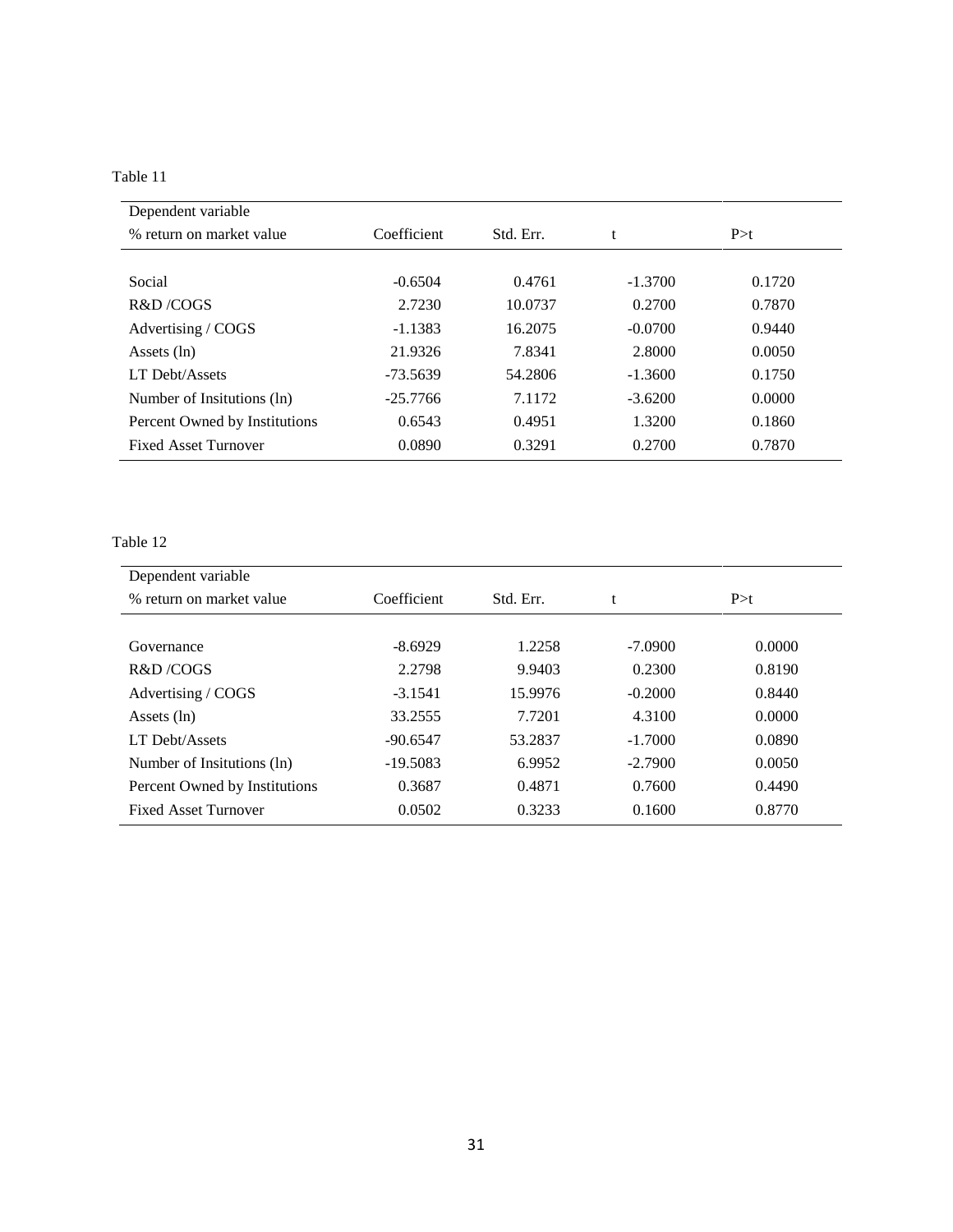Table 11

| Dependent variable<br>% return on market value | Coefficient | Std. Err. | t | P>t |
|---|---|---|---|---|
| Social | -0.6504 | 0.4761 | -1.3700 | 0.1720 |
| R&D /COGS | 2.7230 | 10.0737 | 0.2700 | 0.7870 |
| Advertising / COGS | -1.1383 | 16.2075 | -0.0700 | 0.9440 |
| Assets (ln) | 21.9326 | 7.8341 | 2.8000 | 0.0050 |
| LT Debt/Assets | -73.5639 | 54.2806 | -1.3600 | 0.1750 |
| Number of Insitutions (ln) | -25.7766 | 7.1172 | -3.6200 | 0.0000 |
| Percent Owned by Institutions | 0.6543 | 0.4951 | 1.3200 | 0.1860 |
| Fixed Asset Turnover | 0.0890 | 0.3291 | 0.2700 | 0.7870 |

Table 12

| Dependent variable<br>% return on market value | Coefficient | Std. Err. | t | P>t |
|---|---|---|---|---|
| Governance | -8.6929 | 1.2258 | -7.0900 | 0.0000 |
| R&D /COGS | 2.2798 | 9.9403 | 0.2300 | 0.8190 |
| Advertising / COGS | -3.1541 | 15.9976 | -0.2000 | 0.8440 |
| Assets (ln) | 33.2555 | 7.7201 | 4.3100 | 0.0000 |
| LT Debt/Assets | -90.6547 | 53.2837 | -1.7000 | 0.0890 |
| Number of Insitutions (ln) | -19.5083 | 6.9952 | -2.7900 | 0.0050 |
| Percent Owned by Institutions | 0.3687 | 0.4871 | 0.7600 | 0.4490 |
| Fixed Asset Turnover | 0.0502 | 0.3233 | 0.1600 | 0.8770 |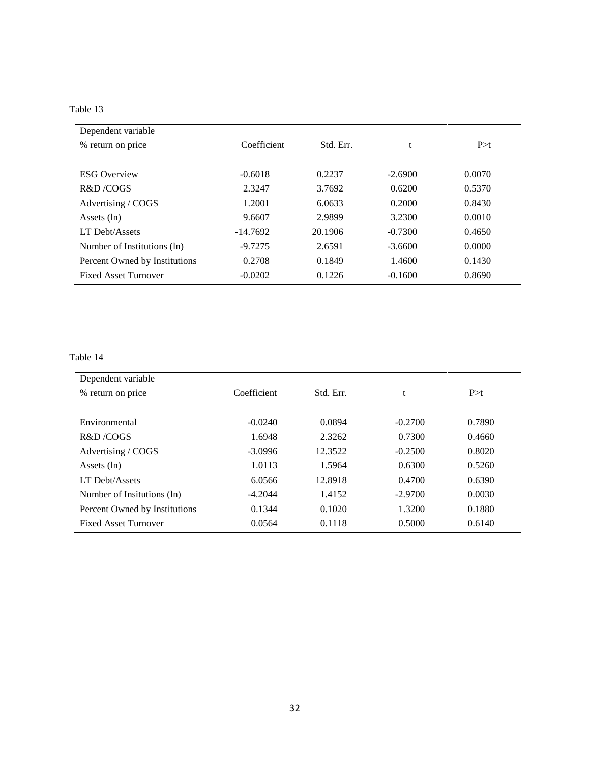Table 13

| Dependent variable<br>% return on price | Coefficient | Std. Err. | t | P>t |
|---|---|---|---|---|
| ESG Overview | -0.6018 | 0.2237 | -2.6900 | 0.0070 |
| R&D /COGS | 2.3247 | 3.7692 | 0.6200 | 0.5370 |
| Advertising / COGS | 1.2001 | 6.0633 | 0.2000 | 0.8430 |
| Assets (ln) | 9.6607 | 2.9899 | 3.2300 | 0.0010 |
| LT Debt/Assets | -14.7692 | 20.1906 | -0.7300 | 0.4650 |
| Number of Institutions (ln) | -9.7275 | 2.6591 | -3.6600 | 0.0000 |
| Percent Owned by Institutions | 0.2708 | 0.1849 | 1.4600 | 0.1430 |
| Fixed Asset Turnover | -0.0202 | 0.1226 | -0.1600 | 0.8690 |

Table 14

| Dependent variable<br>% return on price | Coefficient | Std. Err. | t | P>t |
|---|---|---|---|---|
| Environmental | -0.0240 | 0.0894 | -0.2700 | 0.7890 |
| R&D /COGS | 1.6948 | 2.3262 | 0.7300 | 0.4660 |
| Advertising / COGS | -3.0996 | 12.3522 | -0.2500 | 0.8020 |
| Assets (ln) | 1.0113 | 1.5964 | 0.6300 | 0.5260 |
| LT Debt/Assets | 6.0566 | 12.8918 | 0.4700 | 0.6390 |
| Number of Insitutions (ln) | -4.2044 | 1.4152 | -2.9700 | 0.0030 |
| Percent Owned by Institutions | 0.1344 | 0.1020 | 1.3200 | 0.1880 |
| Fixed Asset Turnover | 0.0564 | 0.1118 | 0.5000 | 0.6140 |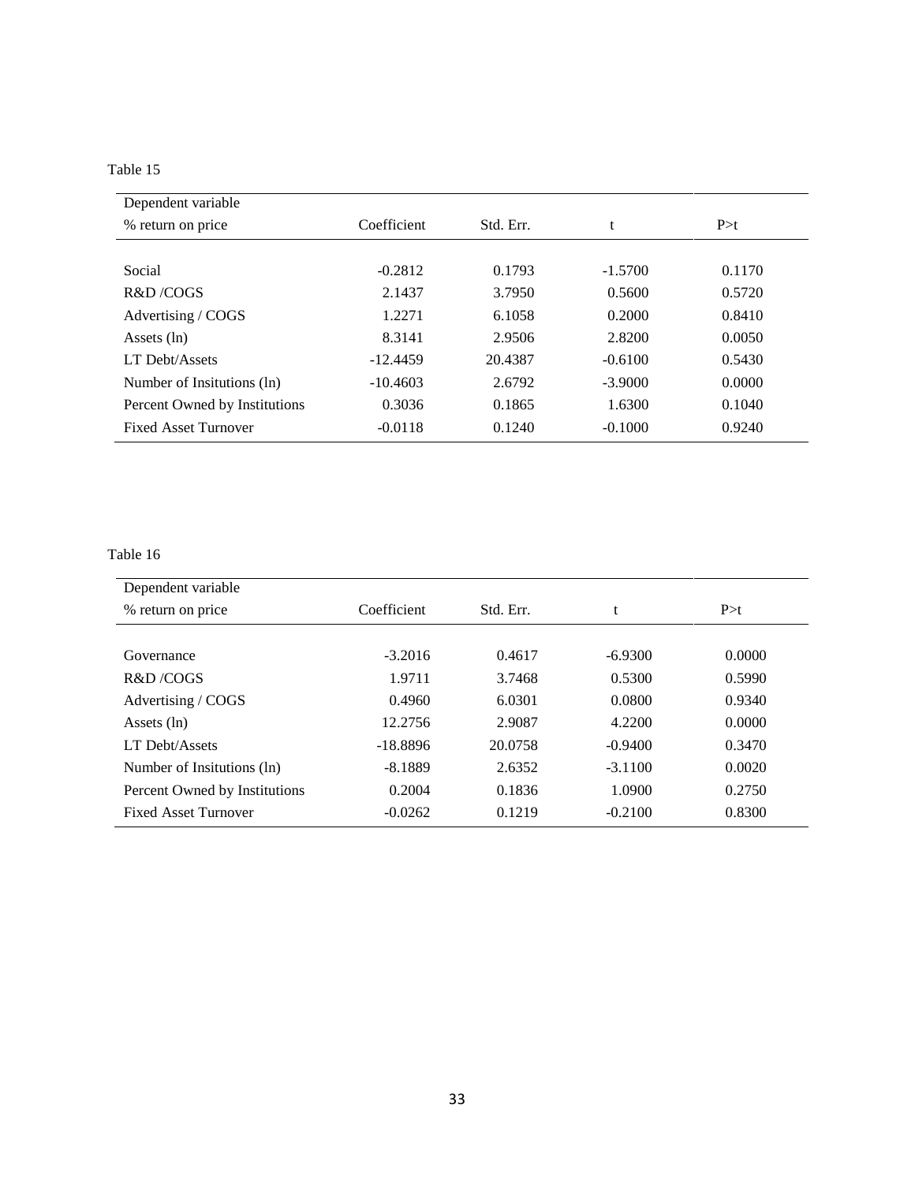Table 15

| Dependent variable<br>% return on price | Coefficient | Std. Err. | t | P>t |
|---|---|---|---|---|
| Social | -0.2812 | 0.1793 | -1.5700 | 0.1170 |
| R&D /COGS | 2.1437 | 3.7950 | 0.5600 | 0.5720 |
| Advertising / COGS | 1.2271 | 6.1058 | 0.2000 | 0.8410 |
| Assets (ln) | 8.3141 | 2.9506 | 2.8200 | 0.0050 |
| LT Debt/Assets | -12.4459 | 20.4387 | -0.6100 | 0.5430 |
| Number of Insitutions (ln) | -10.4603 | 2.6792 | -3.9000 | 0.0000 |
| Percent Owned by Institutions | 0.3036 | 0.1865 | 1.6300 | 0.1040 |
| Fixed Asset Turnover | -0.0118 | 0.1240 | -0.1000 | 0.9240 |

Table 16

| Dependent variable<br>% return on price | Coefficient | Std. Err. | t | P>t |
|---|---|---|---|---|
| Governance | -3.2016 | 0.4617 | -6.9300 | 0.0000 |
| R&D /COGS | 1.9711 | 3.7468 | 0.5300 | 0.5990 |
| Advertising / COGS | 0.4960 | 6.0301 | 0.0800 | 0.9340 |
| Assets (ln) | 12.2756 | 2.9087 | 4.2200 | 0.0000 |
| LT Debt/Assets | -18.8896 | 20.0758 | -0.9400 | 0.3470 |
| Number of Insitutions (ln) | -8.1889 | 2.6352 | -3.1100 | 0.0020 |
| Percent Owned by Institutions | 0.2004 | 0.1836 | 1.0900 | 0.2750 |
| Fixed Asset Turnover | -0.0262 | 0.1219 | -0.2100 | 0.8300 |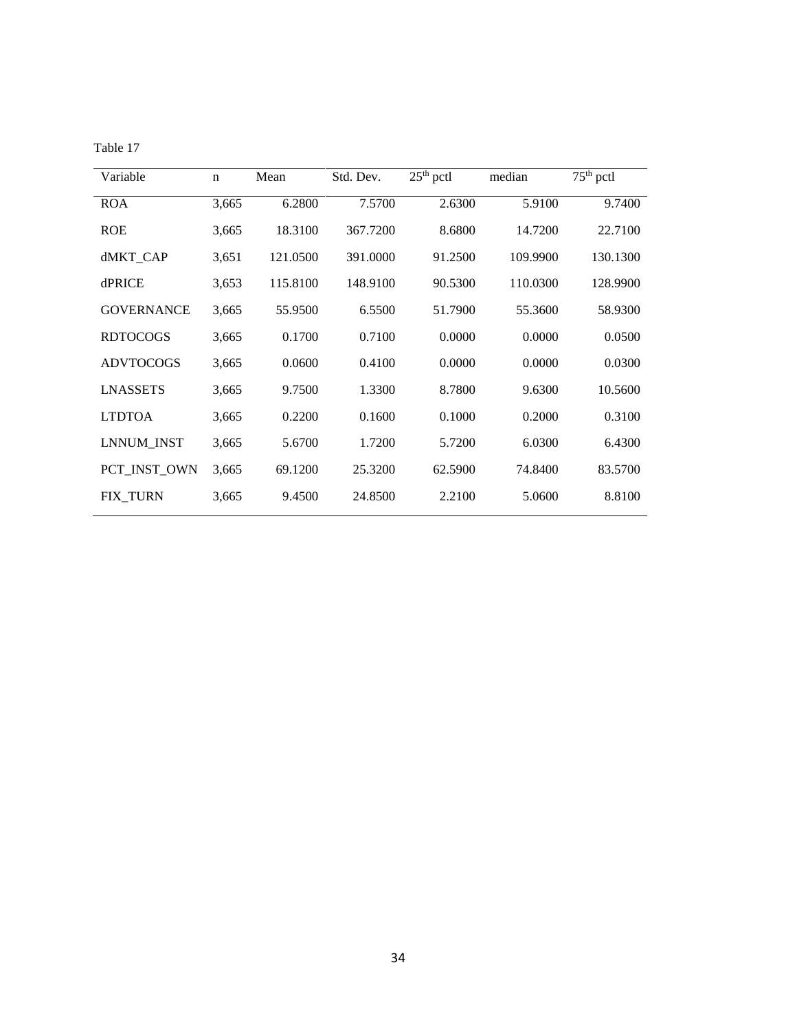Table 17

| Variable | n | Mean | Std. Dev. | $25^{th}$ pctl | median | $75^{th}$ pctl |
|---|---|---|---|---|---|---|
| ROA | 3,665 | 6.2800 | 7.5700 | 2.6300 | 5.9100 | 9.7400 |
| ROE | 3,665 | 18.3100 | 367.7200 | 8.6800 | 14.7200 | 22.7100 |
| dMKT_CAP | 3,651 | 121.0500 | 391.0000 | 91.2500 | 109.9900 | 130.1300 |
| dPRICE | 3,653 | 115.8100 | 148.9100 | 90.5300 | 110.0300 | 128.9900 |
| GOVERNANCE | 3,665 | 55.9500 | 6.5500 | 51.7900 | 55.3600 | 58.9300 |
| RDTOCOGS | 3,665 | 0.1700 | 0.7100 | 0.0000 | 0.0000 | 0.0500 |
| ADVTOCOGS | 3,665 | 0.0600 | 0.4100 | 0.0000 | 0.0000 | 0.0300 |
| LNASSETS | 3,665 | 9.7500 | 1.3300 | 8.7800 | 9.6300 | 10.5600 |
| LTDTOA | 3,665 | 0.2200 | 0.1600 | 0.1000 | 0.2000 | 0.3100 |
| LNNUM_INST | 3,665 | 5.6700 | 1.7200 | 5.7200 | 6.0300 | 6.4300 |
| PCT_INST_OWN | 3,665 | 69.1200 | 25.3200 | 62.5900 | 74.8400 | 83.5700 |
| FIX_TURN | 3,665 | 9.4500 | 24.8500 | 2.2100 | 5.0600 | 8.8100 |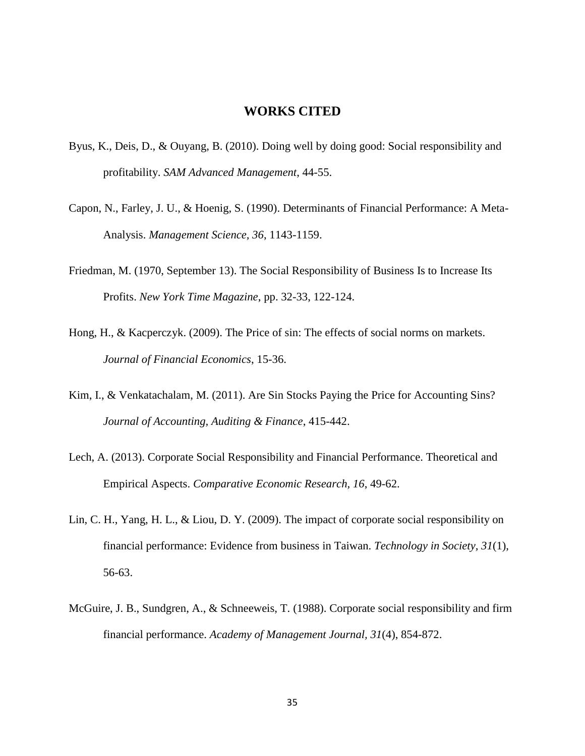# WORKS CITED

Byus, K., Deis, D., & Ouyang, B. (2010). Doing well by doing good: Social responsibility and profitability. *SAM Advanced Management*, 44-55.

Capon, N., Farley, J. U., & Hoenig, S. (1990). Determinants of Financial Performance: A Meta-Analysis. *Management Science, 36*, 1143-1159.

Friedman, M. (1970, September 13). The Social Responsibility of Business Is to Increase Its Profits. *New York Time Magazine*, pp. 32-33, 122-124.

Hong, H., & Kacperczyk. (2009). The Price of sin: The effects of social norms on markets. *Journal of Financial Economics*, 15-36.

Kim, I., & Venkatachalam, M. (2011). Are Sin Stocks Paying the Price for Accounting Sins? *Journal of Accounting, Auditing & Finance*, 415-442.

Lech, A. (2013). Corporate Social Responsibility and Financial Performance. Theoretical and Empirical Aspects. *Comparative Economic Research, 16*, 49-62.

Lin, C. H., Yang, H. L., & Liou, D. Y. (2009). The impact of corporate social responsibility on financial performance: Evidence from business in Taiwan. *Technology in Society, 31*(1), 56-63.

McGuire, J. B., Sundgren, A., & Schneeweis, T. (1988). Corporate social responsibility and firm financial performance. *Academy of Management Journal, 31*(4), 854-872.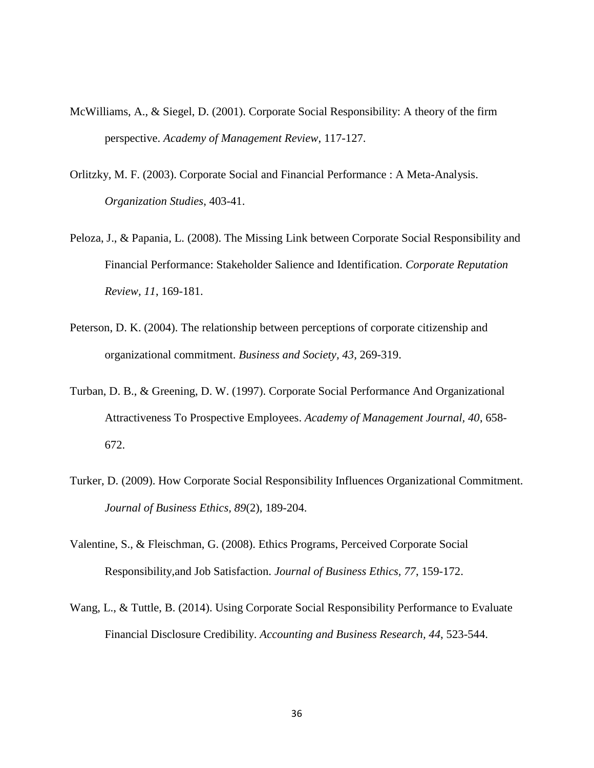McWilliams, A., & Siegel, D. (2001). Corporate Social Responsibility: A theory of the firm perspective. *Academy of Management Review*, 117-127.

Orlitzky, M. F. (2003). Corporate Social and Financial Performance : A Meta-Analysis. *Organization Studies*, 403-41.

Peloza, J., & Papania, L. (2008). The Missing Link between Corporate Social Responsibility and Financial Performance: Stakeholder Salience and Identification. *Corporate Reputation Review, 11*, 169-181.

Peterson, D. K. (2004). The relationship between perceptions of corporate citizenship and organizational commitment. *Business and Society, 43*, 269-319.

Turban, D. B., & Greening, D. W. (1997). Corporate Social Performance And Organizational Attractiveness To Prospective Employees. *Academy of Management Journal, 40*, 658-672.

Turker, D. (2009). How Corporate Social Responsibility Influences Organizational Commitment. *Journal of Business Ethics, 89*(2), 189-204.

Valentine, S., & Fleischman, G. (2008). Ethics Programs, Perceived Corporate Social Responsibility,and Job Satisfaction. *Journal of Business Ethics, 77*, 159-172.

Wang, L., & Tuttle, B. (2014). Using Corporate Social Responsibility Performance to Evaluate Financial Disclosure Credibility. *Accounting and Business Research, 44*, 523-544.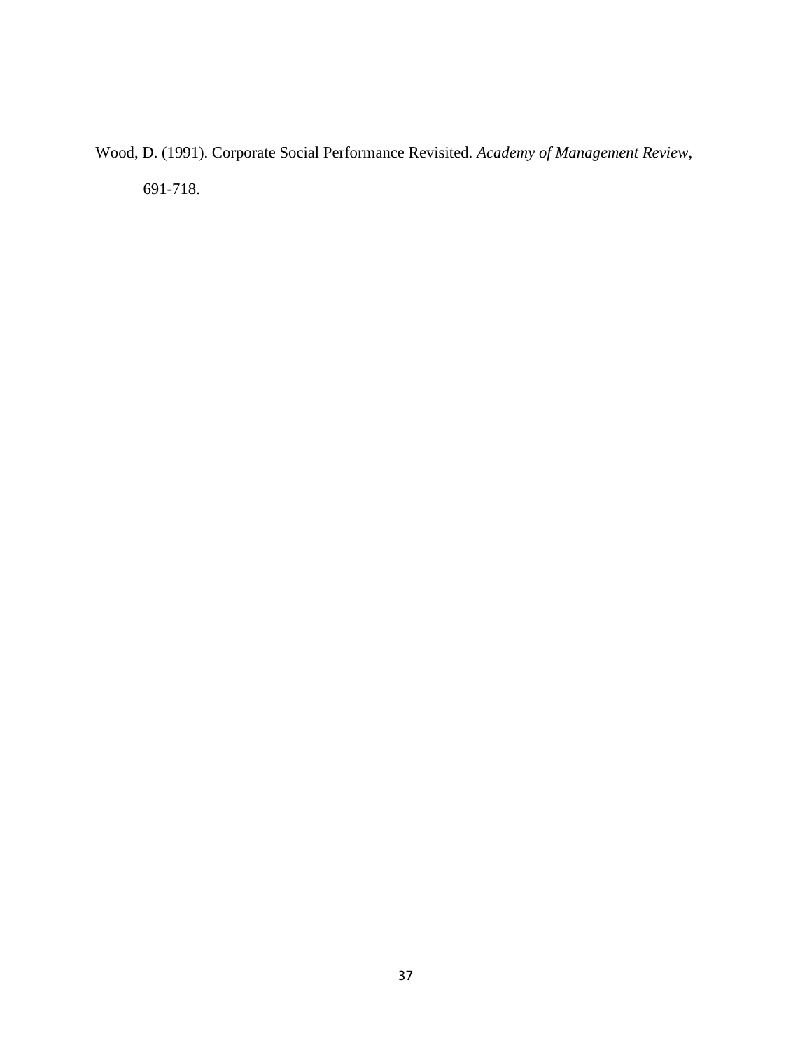Wood, D. (1991). Corporate Social Performance Revisited. *Academy of Management Review*, 691-718.